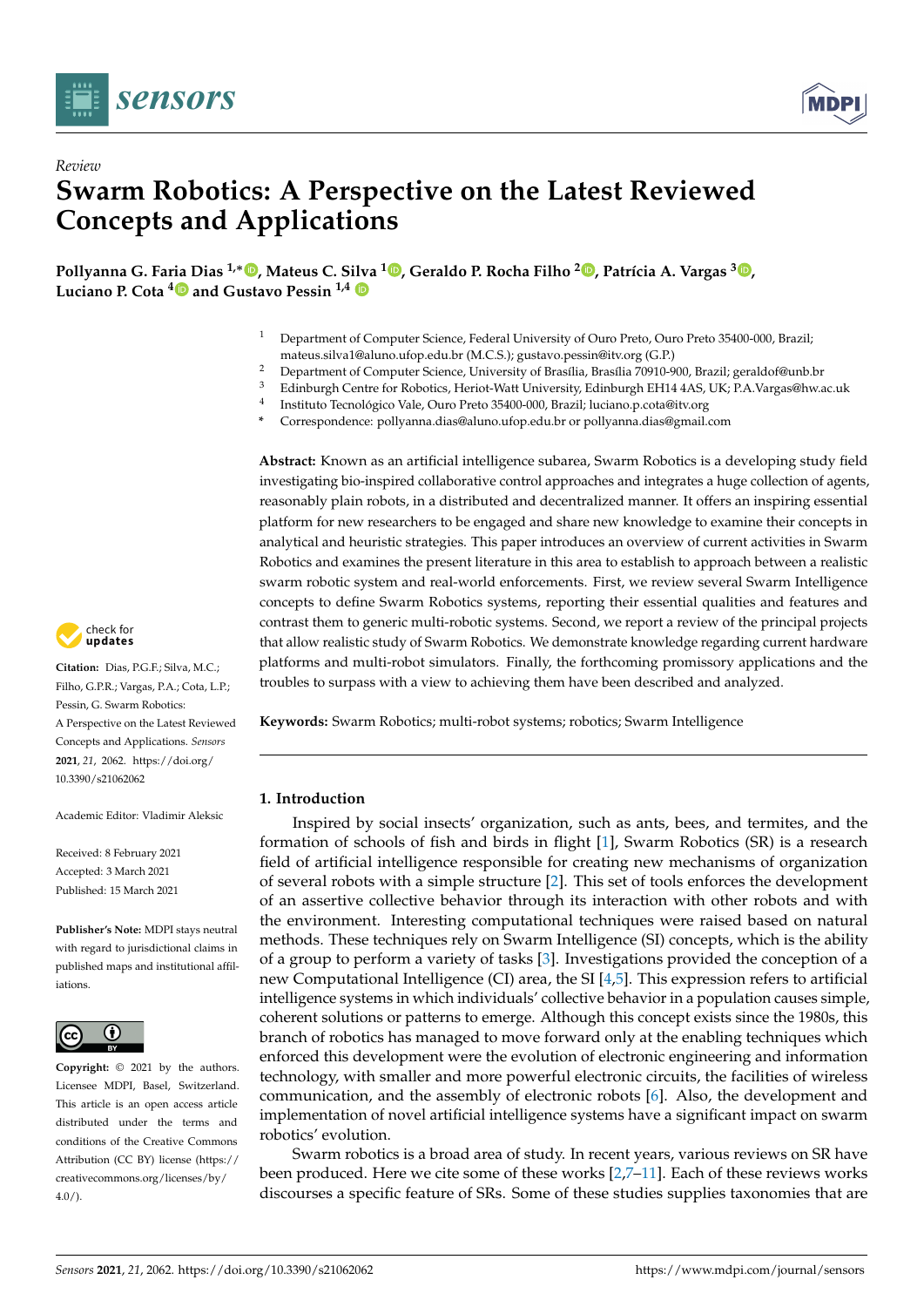*Review*

# Swarm Robotics: A Perspective on the Latest Reviewed Concepts and Applications

**Pollyanna G. Faria Dias [1,*], Mateus C. Silva [1], Geraldo P. Rocha Filho [2], Patrícia A. Vargas [3], Luciano P. Cota [4] and Gustavo Pessin [1,4]**

[1] Department of Computer Science, Federal University of Ouro Preto, Ouro Preto 35400-000, Brazil; mateus.silva1@aluno.ufop.edu.br (M.C.S.); gustavo.pessin@itv.org (G.P.)
[2] Department of Computer Science, University of Brasília, Brasília 70910-900, Brazil; geraldof@unb.br
[3] Edinburgh Centre for Robotics, Heriot-Watt University, Edinburgh EH14 4AS, UK; P.A.Vargas@hw.ac.uk
[4] Instituto Tecnológico Vale, Ouro Preto 35400-000, Brazil; luciano.p.cota@itv.org
\* Correspondence: pollyanna.dias@aluno.ufop.edu.br or pollyanna.dias@gmail.com

**Abstract:** Known as an artificial intelligence subarea, Swarm Robotics is a developing study field investigating bio-inspired collaborative control approaches and integrates a huge collection of agents, reasonably plain robots, in a distributed and decentralized manner. It offers an inspiring essential platform for new researchers to be engaged and share new knowledge to examine their concepts in analytical and heuristic strategies. This paper introduces an overview of current activities in Swarm Robotics and examines the present literature in this area to establish to approach between a realistic swarm robotic system and real-world enforcements. First, we review several Swarm Intelligence concepts to define Swarm Robotics systems, reporting their essential qualities and features and contrast them to generic multi-robotic systems. Second, we report a review of the principal projects that allow realistic study of Swarm Robotics. We demonstrate knowledge regarding current hardware platforms and multi-robot simulators. Finally, the forthcoming promissory applications and the troubles to surpass with a view to achieving them have been described and analyzed.

**Keywords:** Swarm Robotics; multi-robot systems; robotics; Swarm Intelligence

**Citation:** Dias, P.G.F.; Silva, M.C.; Filho, G.P.R.; Vargas, P.A.; Cota, L.P.; Pessin, G. Swarm Robotics: A Perspective on the Latest Reviewed Concepts and Applications. *Sensors* **2021**, *21*, 2062. https://doi.org/10.3390/s21062062

Academic Editor: Vladimir Aleksic

Received: 8 February 2021
Accepted: 3 March 2021
Published: 15 March 2021

**Publisher's Note:** MDPI stays neutral with regard to jurisdictional claims in published maps and institutional affiliations.

**Copyright:** © 2021 by the authors. Licensee MDPI, Basel, Switzerland. This article is an open access article distributed under the terms and conditions of the Creative Commons Attribution (CC BY) license (https://creativecommons.org/licenses/by/4.0/).

## 1. Introduction

Inspired by social insects' organization, such as ants, bees, and termites, and the formation of schools of fish and birds in flight [1], Swarm Robotics (SR) is a research field of artificial intelligence responsible for creating new mechanisms of organization of several robots with a simple structure [2]. This set of tools enforces the development of an assertive collective behavior through its interaction with other robots and with the environment. Interesting computational techniques were raised based on natural methods. These techniques rely on Swarm Intelligence (SI) concepts, which is the ability of a group to perform a variety of tasks [3]. Investigations provided the conception of a new Computational Intelligence (CI) area, the SI [4,5]. This expression refers to artificial intelligence systems in which individuals' collective behavior in a population causes simple, coherent solutions or patterns to emerge. Although this concept exists since the 1980s, this branch of robotics has managed to move forward only at the enabling techniques which enforced this development were the evolution of electronic engineering and information technology, with smaller and more powerful electronic circuits, the facilities of wireless communication, and the assembly of electronic robots [6]. Also, the development and implementation of novel artificial intelligence systems have a significant impact on swarm robotics' evolution.

Swarm robotics is a broad area of study. In recent years, various reviews on SR have been produced. Here we cite some of these works [2,7–11]. Each of these reviews works discourses a specific feature of SRs. Some of these studies supplies taxonomies that are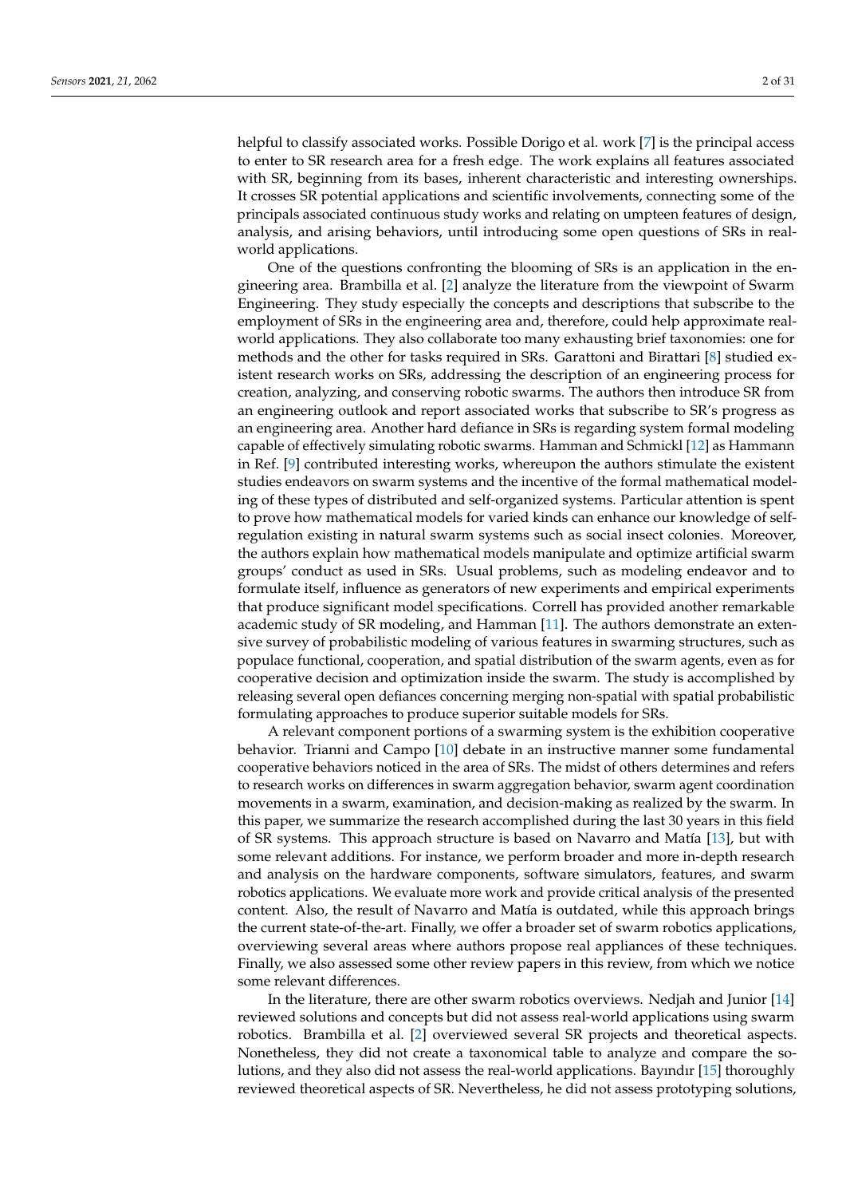helpful to classify associated works. Possible Dorigo et al. work [7] is the principal access to enter to SR research area for a fresh edge. The work explains all features associated with SR, beginning from its bases, inherent characteristic and interesting ownerships. It crosses SR potential applications and scientific involvements, connecting some of the principals associated continuous study works and relating on umpteen features of design, analysis, and arising behaviors, until introducing some open questions of SRs in real-world applications.

One of the questions confronting the blooming of SRs is an application in the engineering area. Brambilla et al. [2] analyze the literature from the viewpoint of Swarm Engineering. They study especially the concepts and descriptions that subscribe to the employment of SRs in the engineering area and, therefore, could help approximate real-world applications. They also collaborate too many exhausting brief taxonomies: one for methods and the other for tasks required in SRs. Garattoni and Birattari [8] studied existent research works on SRs, addressing the description of an engineering process for creation, analyzing, and conserving robotic swarms. The authors then introduce SR from an engineering outlook and report associated works that subscribe to SR's progress as an engineering area. Another hard defiance in SRs is regarding system formal modeling capable of effectively simulating robotic swarms. Hamman and Schmickl [12] as Hammann in Ref. [9] contributed interesting works, whereupon the authors stimulate the existent studies endeavors on swarm systems and the incentive of the formal mathematical modeling of these types of distributed and self-organized systems. Particular attention is spent to prove how mathematical models for varied kinds can enhance our knowledge of self-regulation existing in natural swarm systems such as social insect colonies. Moreover, the authors explain how mathematical models manipulate and optimize artificial swarm groups' conduct as used in SRs. Usual problems, such as modeling endeavor and to formulate itself, influence as generators of new experiments and empirical experiments that produce significant model specifications. Correll has provided another remarkable academic study of SR modeling, and Hamman [11]. The authors demonstrate an extensive survey of probabilistic modeling of various features in swarming structures, such as populace functional, cooperation, and spatial distribution of the swarm agents, even as for cooperative decision and optimization inside the swarm. The study is accomplished by releasing several open defiances concerning merging non-spatial with spatial probabilistic formulating approaches to produce superior suitable models for SRs.

A relevant component portions of a swarming system is the exhibition cooperative behavior. Trianni and Campo [10] debate in an instructive manner some fundamental cooperative behaviors noticed in the area of SRs. The midst of others determines and refers to research works on differences in swarm aggregation behavior, swarm agent coordination movements in a swarm, examination, and decision-making as realized by the swarm. In this paper, we summarize the research accomplished during the last 30 years in this field of SR systems. This approach structure is based on Navarro and Matía [13], but with some relevant additions. For instance, we perform broader and more in-depth research and analysis on the hardware components, software simulators, features, and swarm robotics applications. We evaluate more work and provide critical analysis of the presented content. Also, the result of Navarro and Matía is outdated, while this approach brings the current state-of-the-art. Finally, we offer a broader set of swarm robotics applications, overviewing several areas where authors propose real appliances of these techniques. Finally, we also assessed some other review papers in this review, from which we notice some relevant differences.

In the literature, there are other swarm robotics overviews. Nedjah and Junior [14] reviewed solutions and concepts but did not assess real-world applications using swarm robotics. Brambilla et al. [2] overviewed several SR projects and theoretical aspects. Nonetheless, they did not create a taxonomical table to analyze and compare the solutions, and they also did not assess the real-world applications. Bayındır [15] thoroughly reviewed theoretical aspects of SR. Nevertheless, he did not assess prototyping solutions,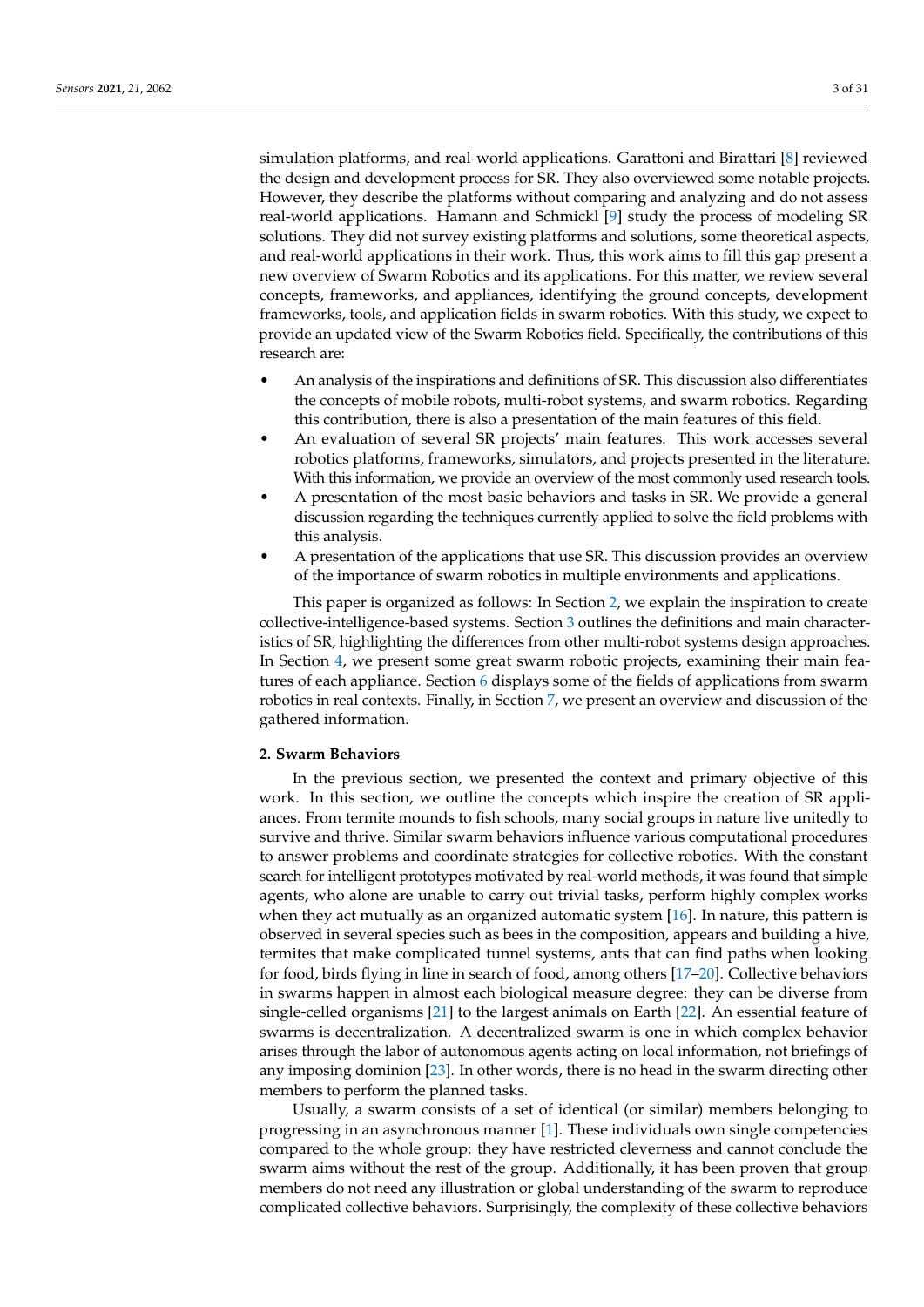simulation platforms, and real-world applications. Garattoni and Birattari [8] reviewed the design and development process for SR. They also overviewed some notable projects. However, they describe the platforms without comparing and analyzing and do not assess real-world applications. Hamann and Schmickl [9] study the process of modeling SR solutions. They did not survey existing platforms and solutions, some theoretical aspects, and real-world applications in their work. Thus, this work aims to fill this gap present a new overview of Swarm Robotics and its applications. For this matter, we review several concepts, frameworks, and appliances, identifying the ground concepts, development frameworks, tools, and application fields in swarm robotics. With this study, we expect to provide an updated view of the Swarm Robotics field. Specifically, the contributions of this research are:

- An analysis of the inspirations and definitions of SR. This discussion also differentiates the concepts of mobile robots, multi-robot systems, and swarm robotics. Regarding this contribution, there is also a presentation of the main features of this field.
- An evaluation of several SR projects' main features. This work accesses several robotics platforms, frameworks, simulators, and projects presented in the literature. With this information, we provide an overview of the most commonly used research tools.
- A presentation of the most basic behaviors and tasks in SR. We provide a general discussion regarding the techniques currently applied to solve the field problems with this analysis.
- A presentation of the applications that use SR. This discussion provides an overview of the importance of swarm robotics in multiple environments and applications.

This paper is organized as follows: In Section 2, we explain the inspiration to create collective-intelligence-based systems. Section 3 outlines the definitions and main characteristics of SR, highlighting the differences from other multi-robot systems design approaches. In Section 4, we present some great swarm robotic projects, examining their main features of each appliance. Section 6 displays some of the fields of applications from swarm robotics in real contexts. Finally, in Section 7, we present an overview and discussion of the gathered information.

## 2. Swarm Behaviors

In the previous section, we presented the context and primary objective of this work. In this section, we outline the concepts which inspire the creation of SR appliances. From termite mounds to fish schools, many social groups in nature live unitedly to survive and thrive. Similar swarm behaviors influence various computational procedures to answer problems and coordinate strategies for collective robotics. With the constant search for intelligent prototypes motivated by real-world methods, it was found that simple agents, who alone are unable to carry out trivial tasks, perform highly complex works when they act mutually as an organized automatic system [16]. In nature, this pattern is observed in several species such as bees in the composition, appears and building a hive, termites that make complicated tunnel systems, ants that can find paths when looking for food, birds flying in line in search of food, among others [17–20]. Collective behaviors in swarms happen in almost each biological measure degree: they can be diverse from single-celled organisms [21] to the largest animals on Earth [22]. An essential feature of swarms is decentralization. A decentralized swarm is one in which complex behavior arises through the labor of autonomous agents acting on local information, not briefings of any imposing dominion [23]. In other words, there is no head in the swarm directing other members to perform the planned tasks.

Usually, a swarm consists of a set of identical (or similar) members belonging to progressing in an asynchronous manner [1]. These individuals own single competencies compared to the whole group: they have restricted cleverness and cannot conclude the swarm aims without the rest of the group. Additionally, it has been proven that group members do not need any illustration or global understanding of the swarm to reproduce complicated collective behaviors. Surprisingly, the complexity of these collective behaviors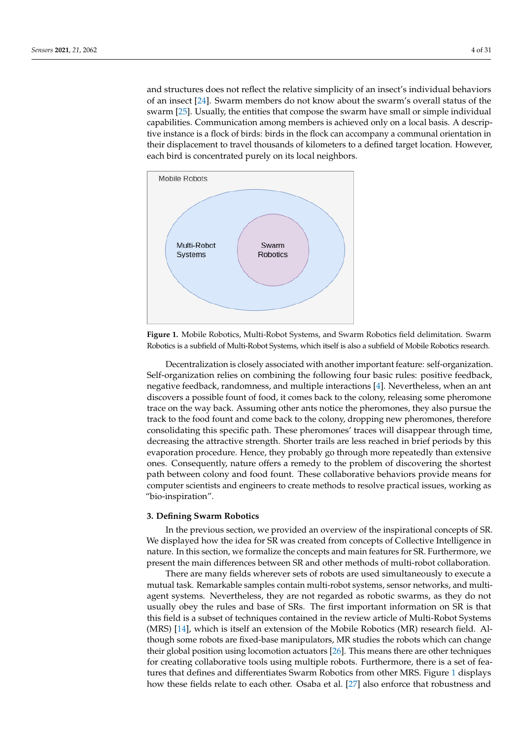and structures does not reflect the relative simplicity of an insect's individual behaviors of an insect [24]. Swarm members do not know about the swarm's overall status of the swarm [25]. Usually, the entities that compose the swarm have small or simple individual capabilities. Communication among members is achieved only on a local basis. A descriptive instance is a flock of birds: birds in the flock can accompany a communal orientation in their displacement to travel thousands of kilometers to a defined target location. However, each bird is concentrated purely on its local neighbors.

**Figure 1.** Mobile Robotics, Multi-Robot Systems, and Swarm Robotics field delimitation. Swarm Robotics is a subfield of Multi-Robot Systems, which itself is also a subfield of Mobile Robotics research.

Decentralization is closely associated with another important feature: self-organization. Self-organization relies on combining the following four basic rules: positive feedback, negative feedback, randomness, and multiple interactions [4]. Nevertheless, when an ant discovers a possible fount of food, it comes back to the colony, releasing some pheromone trace on the way back. Assuming other ants notice the pheromones, they also pursue the track to the food fount and come back to the colony, dropping new pheromones, therefore consolidating this specific path. These pheromones' traces will disappear through time, decreasing the attractive strength. Shorter trails are less reached in brief periods by this evaporation procedure. Hence, they probably go through more repeatedly than extensive ones. Consequently, nature offers a remedy to the problem of discovering the shortest path between colony and food fount. These collaborative behaviors provide means for computer scientists and engineers to create methods to resolve practical issues, working as "bio-inspiration".

## 3. Defining Swarm Robotics

In the previous section, we provided an overview of the inspirational concepts of SR. We displayed how the idea for SR was created from concepts of Collective Intelligence in nature. In this section, we formalize the concepts and main features for SR. Furthermore, we present the main differences between SR and other methods of multi-robot collaboration.

There are many fields wherever sets of robots are used simultaneously to execute a mutual task. Remarkable samples contain multi-robot systems, sensor networks, and multi-agent systems. Nevertheless, they are not regarded as robotic swarms, as they do not usually obey the rules and base of SRs. The first important information on SR is that this field is a subset of techniques contained in the review article of Multi-Robot Systems (MRS) [14], which is itself an extension of the Mobile Robotics (MR) research field. Although some robots are fixed-base manipulators, MR studies the robots which can change their global position using locomotion actuators [26]. This means there are other techniques for creating collaborative tools using multiple robots. Furthermore, there is a set of features that defines and differentiates Swarm Robotics from other MRS. Figure 1 displays how these fields relate to each other. Osaba et al. [27] also enforce that robustness and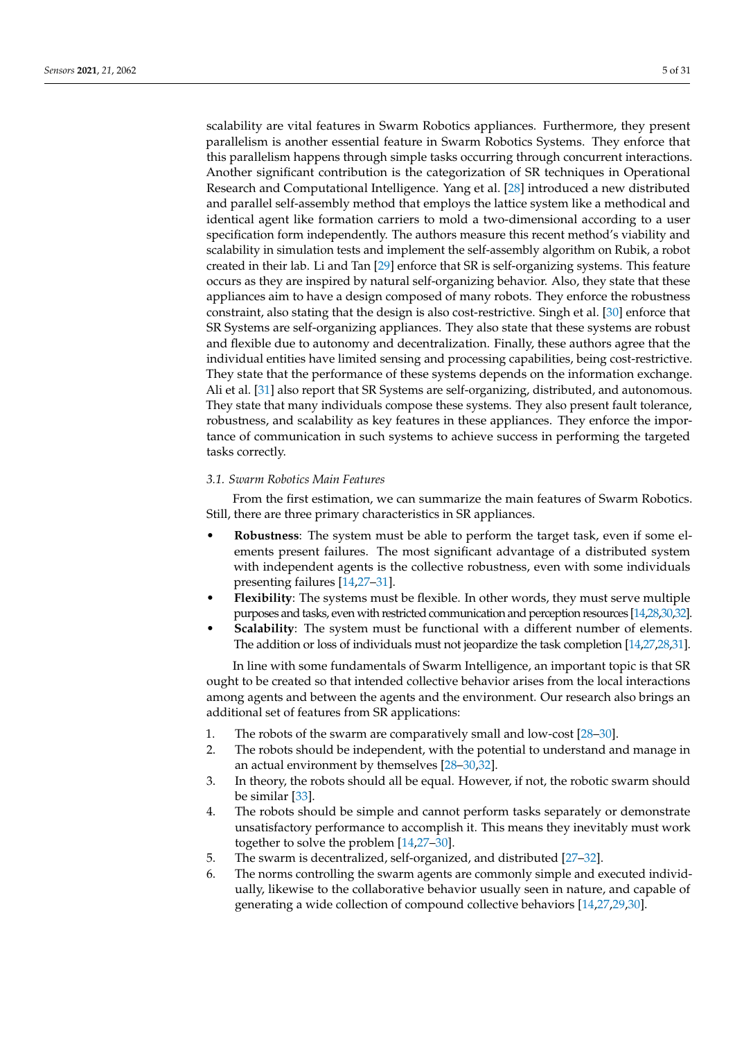scalability are vital features in Swarm Robotics appliances. Furthermore, they present parallelism is another essential feature in Swarm Robotics Systems. They enforce that this parallelism happens through simple tasks occurring through concurrent interactions. Another significant contribution is the categorization of SR techniques in Operational Research and Computational Intelligence. Yang et al. [28] introduced a new distributed and parallel self-assembly method that employs the lattice system like a methodical and identical agent like formation carriers to mold a two-dimensional according to a user specification form independently. The authors measure this recent method's viability and scalability in simulation tests and implement the self-assembly algorithm on Rubik, a robot created in their lab. Li and Tan [29] enforce that SR is self-organizing systems. This feature occurs as they are inspired by natural self-organizing behavior. Also, they state that these appliances aim to have a design composed of many robots. They enforce the robustness constraint, also stating that the design is also cost-restrictive. Singh et al. [30] enforce that SR Systems are self-organizing appliances. They also state that these systems are robust and flexible due to autonomy and decentralization. Finally, these authors agree that the individual entities have limited sensing and processing capabilities, being cost-restrictive. They state that the performance of these systems depends on the information exchange. Ali et al. [31] also report that SR Systems are self-organizing, distributed, and autonomous. They state that many individuals compose these systems. They also present fault tolerance, robustness, and scalability as key features in these appliances. They enforce the importance of communication in such systems to achieve success in performing the targeted tasks correctly.

### 3.1. Swarm Robotics Main Features

From the first estimation, we can summarize the main features of Swarm Robotics. Still, there are three primary characteristics in SR appliances.

- **Robustness**: The system must be able to perform the target task, even if some elements present failures. The most significant advantage of a distributed system with independent agents is the collective robustness, even with some individuals presenting failures [14,27–31].
- **Flexibility**: The systems must be flexible. In other words, they must serve multiple purposes and tasks, even with restricted communication and perception resources [14,28,30,32].
- **Scalability**: The system must be functional with a different number of elements. The addition or loss of individuals must not jeopardize the task completion [14,27,28,31].

In line with some fundamentals of Swarm Intelligence, an important topic is that SR ought to be created so that intended collective behavior arises from the local interactions among agents and between the agents and the environment. Our research also brings an additional set of features from SR applications:

1. The robots of the swarm are comparatively small and low-cost [28–30].
2. The robots should be independent, with the potential to understand and manage in an actual environment by themselves [28–30,32].
3. In theory, the robots should all be equal. However, if not, the robotic swarm should be similar [33].
4. The robots should be simple and cannot perform tasks separately or demonstrate unsatisfactory performance to accomplish it. This means they inevitably must work together to solve the problem [14,27–30].
5. The swarm is decentralized, self-organized, and distributed [27–32].
6. The norms controlling the swarm agents are commonly simple and executed individually, likewise to the collaborative behavior usually seen in nature, and capable of generating a wide collection of compound collective behaviors [14,27,29,30].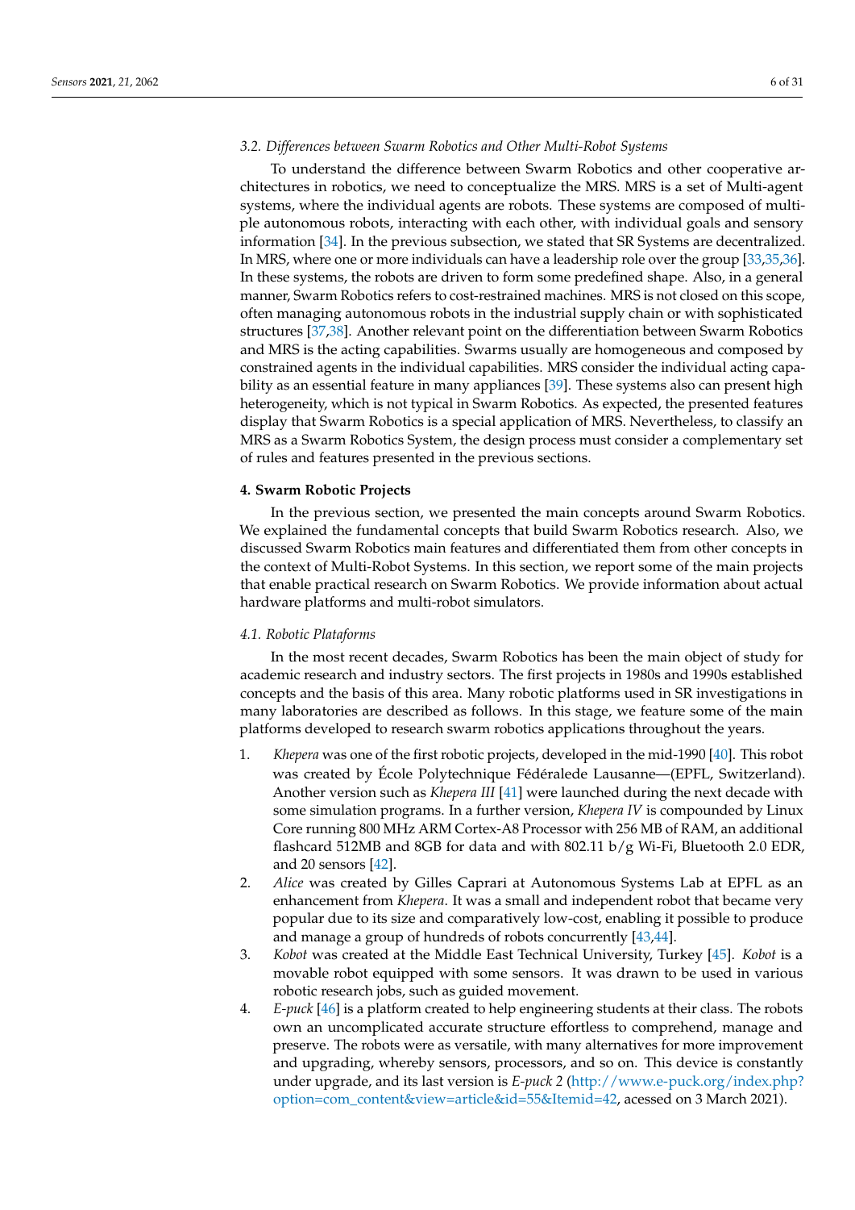### 3.2. Differences between Swarm Robotics and Other Multi-Robot Systems

To understand the difference between Swarm Robotics and other cooperative architectures in robotics, we need to conceptualize the MRS. MRS is a set of Multi-agent systems, where the individual agents are robots. These systems are composed of multiple autonomous robots, interacting with each other, with individual goals and sensory information [34]. In the previous subsection, we stated that SR Systems are decentralized. In MRS, where one or more individuals can have a leadership role over the group [33,35,36]. In these systems, the robots are driven to form some predefined shape. Also, in a general manner, Swarm Robotics refers to cost-restrained machines. MRS is not closed on this scope, often managing autonomous robots in the industrial supply chain or with sophisticated structures [37,38]. Another relevant point on the differentiation between Swarm Robotics and MRS is the acting capabilities. Swarms usually are homogeneous and composed by constrained agents in the individual capabilities. MRS consider the individual acting capability as an essential feature in many appliances [39]. These systems also can present high heterogeneity, which is not typical in Swarm Robotics. As expected, the presented features display that Swarm Robotics is a special application of MRS. Nevertheless, to classify an MRS as a Swarm Robotics System, the design process must consider a complementary set of rules and features presented in the previous sections.

## 4. Swarm Robotic Projects

In the previous section, we presented the main concepts around Swarm Robotics. We explained the fundamental concepts that build Swarm Robotics research. Also, we discussed Swarm Robotics main features and differentiated them from other concepts in the context of Multi-Robot Systems. In this section, we report some of the main projects that enable practical research on Swarm Robotics. We provide information about actual hardware platforms and multi-robot simulators.

### 4.1. Robotic Plataforms

In the most recent decades, Swarm Robotics has been the main object of study for academic research and industry sectors. The first projects in 1980s and 1990s established concepts and the basis of this area. Many robotic platforms used in SR investigations in many laboratories are described as follows. In this stage, we feature some of the main platforms developed to research swarm robotics applications throughout the years.

1. *Khepera* was one of the first robotic projects, developed in the mid-1990 [40]. This robot was created by École Polytechnique Fédéralede Lausanne—(EPFL, Switzerland). Another version such as *Khepera III* [41] were launched during the next decade with some simulation programs. In a further version, *Khepera IV* is compounded by Linux Core running 800 MHz ARM Cortex-A8 Processor with 256 MB of RAM, an additional flashcard 512MB and 8GB for data and with 802.11 b/g Wi-Fi, Bluetooth 2.0 EDR, and 20 sensors [42].
2. *Alice* was created by Gilles Caprari at Autonomous Systems Lab at EPFL as an enhancement from *Khepera*. It was a small and independent robot that became very popular due to its size and comparatively low-cost, enabling it possible to produce and manage a group of hundreds of robots concurrently [43,44].
3. *Kobot* was created at the Middle East Technical University, Turkey [45]. *Kobot* is a movable robot equipped with some sensors. It was drawn to be used in various robotic research jobs, such as guided movement.
4. *E-puck* [46] is a platform created to help engineering students at their class. The robots own an uncomplicated accurate structure effortless to comprehend, manage and preserve. The robots were as versatile, with many alternatives for more improvement and upgrading, whereby sensors, processors, and so on. This device is constantly under upgrade, and its last version is *E-puck 2* (http://www.e-puck.org/index.php?option=com_content&view=article&id=55&Itemid=42, acessed on 3 March 2021).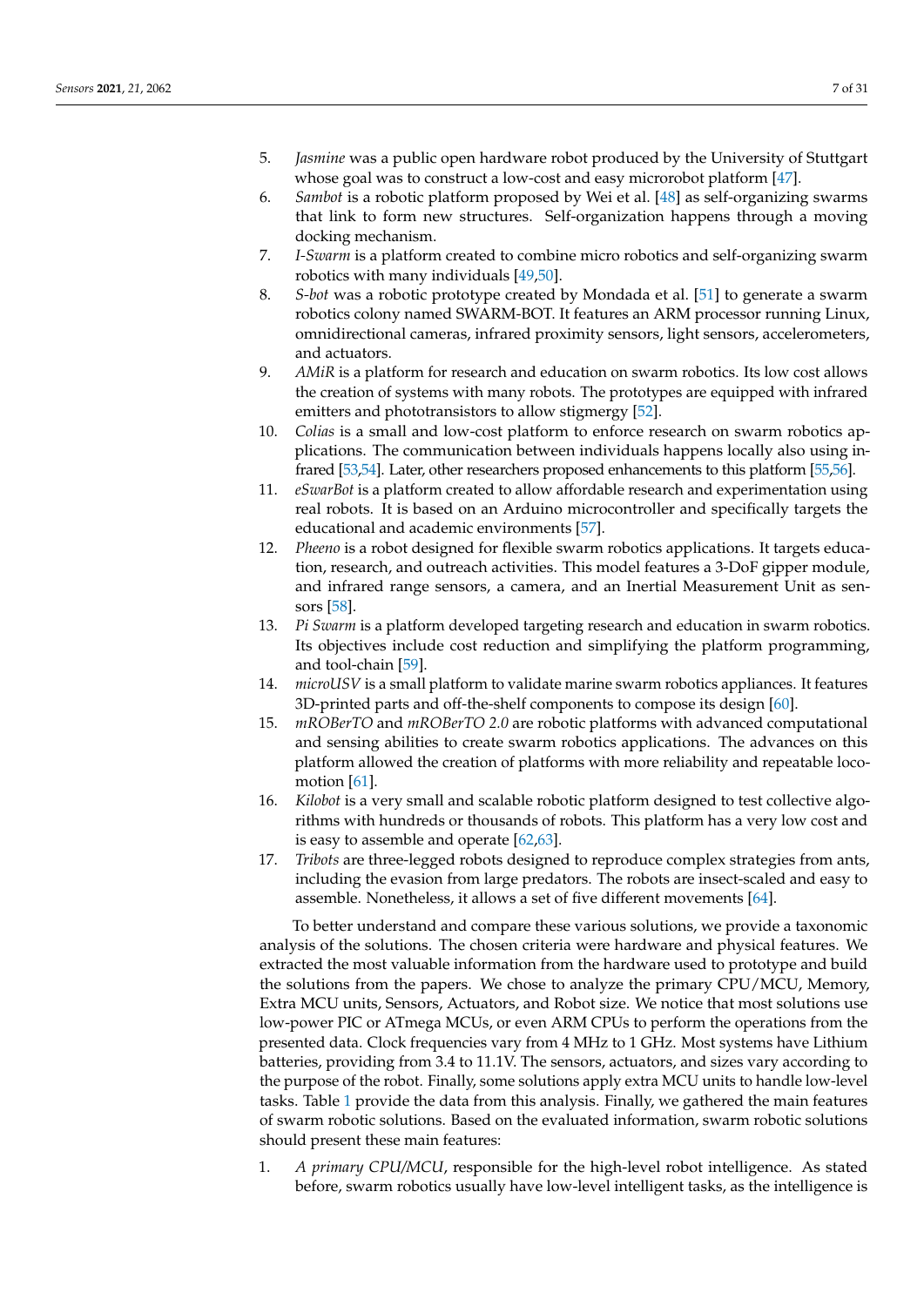5. *Jasmine* was a public open hardware robot produced by the University of Stuttgart whose goal was to construct a low-cost and easy microrobot platform [47].
6. *Sambot* is a robotic platform proposed by Wei et al. [48] as self-organizing swarms that link to form new structures. Self-organization happens through a moving docking mechanism.
7. *I-Swarm* is a platform created to combine micro robotics and self-organizing swarm robotics with many individuals [49,50].
8. *S-bot* was a robotic prototype created by Mondada et al. [51] to generate a swarm robotics colony named SWARM-BOT. It features an ARM processor running Linux, omnidirectional cameras, infrared proximity sensors, light sensors, accelerometers, and actuators.
9. *AMiR* is a platform for research and education on swarm robotics. Its low cost allows the creation of systems with many robots. The prototypes are equipped with infrared emitters and phototransistors to allow stigmergy [52].
10. *Colias* is a small and low-cost platform to enforce research on swarm robotics applications. The communication between individuals happens locally also using infrared [53,54]. Later, other researchers proposed enhancements to this platform [55,56].
11. *eSwarBot* is a platform created to allow affordable research and experimentation using real robots. It is based on an Arduino microcontroller and specifically targets the educational and academic environments [57].
12. *Pheeno* is a robot designed for flexible swarm robotics applications. It targets education, research, and outreach activities. This model features a 3-DoF gipper module, and infrared range sensors, a camera, and an Inertial Measurement Unit as sensors [58].
13. *Pi Swarm* is a platform developed targeting research and education in swarm robotics. Its objectives include cost reduction and simplifying the platform programming, and tool-chain [59].
14. *microUSV* is a small platform to validate marine swarm robotics appliances. It features 3D-printed parts and off-the-shelf components to compose its design [60].
15. *mROBerTO* and *mROBerTO 2.0* are robotic platforms with advanced computational and sensing abilities to create swarm robotics applications. The advances on this platform allowed the creation of platforms with more reliability and repeatable locomotion [61].
16. *Kilobot* is a very small and scalable robotic platform designed to test collective algorithms with hundreds or thousands of robots. This platform has a very low cost and is easy to assemble and operate [62,63].
17. *Tribots* are three-legged robots designed to reproduce complex strategies from ants, including the evasion from large predators. The robots are insect-scaled and easy to assemble. Nonetheless, it allows a set of five different movements [64].

To better understand and compare these various solutions, we provide a taxonomic analysis of the solutions. The chosen criteria were hardware and physical features. We extracted the most valuable information from the hardware used to prototype and build the solutions from the papers. We chose to analyze the primary CPU/MCU, Memory, Extra MCU units, Sensors, Actuators, and Robot size. We notice that most solutions use low-power PIC or ATmega MCUs, or even ARM CPUs to perform the operations from the presented data. Clock frequencies vary from 4 MHz to 1 GHz. Most systems have Lithium batteries, providing from 3.4 to 11.1V. The sensors, actuators, and sizes vary according to the purpose of the robot. Finally, some solutions apply extra MCU units to handle low-level tasks. Table 1 provide the data from this analysis. Finally, we gathered the main features of swarm robotic solutions. Based on the evaluated information, swarm robotic solutions should present these main features:

1. *A primary CPU/MCU*, responsible for the high-level robot intelligence. As stated before, swarm robotics usually have low-level intelligent tasks, as the intelligence is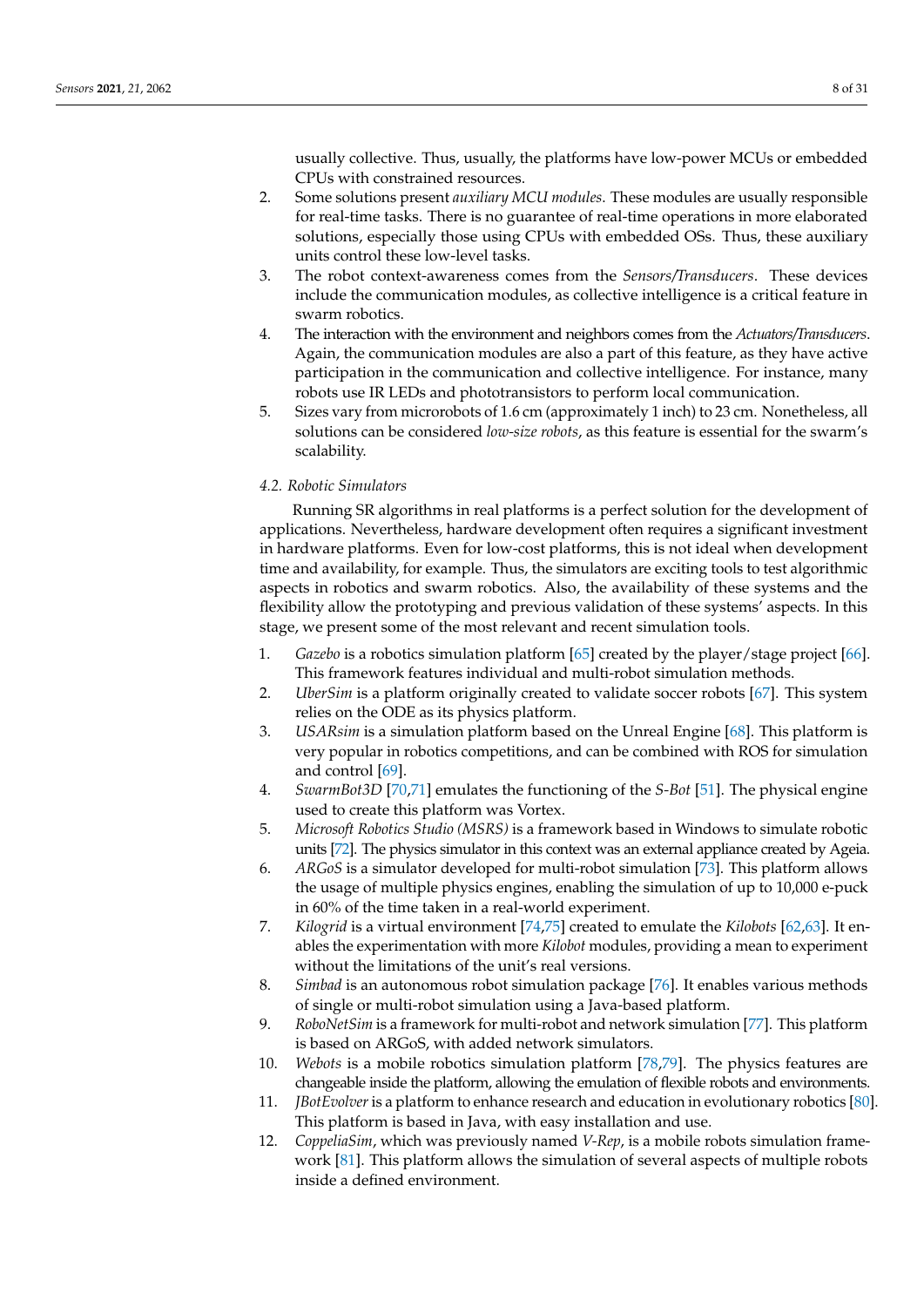usually collective. Thus, usually, the platforms have low-power MCUs or embedded CPUs with constrained resources.

2. Some solutions present *auxiliary MCU modules*. These modules are usually responsible for real-time tasks. There is no guarantee of real-time operations in more elaborated solutions, especially those using CPUs with embedded OSs. Thus, these auxiliary units control these low-level tasks.
3. The robot context-awareness comes from the *Sensors/Transducers*. These devices include the communication modules, as collective intelligence is a critical feature in swarm robotics.
4. The interaction with the environment and neighbors comes from the *Actuators/Transducers*. Again, the communication modules are also a part of this feature, as they have active participation in the communication and collective intelligence. For instance, many robots use IR LEDs and phototransistors to perform local communication.
5. Sizes vary from microrobots of 1.6 cm (approximately 1 inch) to 23 cm. Nonetheless, all solutions can be considered *low-size robots*, as this feature is essential for the swarm's scalability.

### *4.2. Robotic Simulators*

Running SR algorithms in real platforms is a perfect solution for the development of applications. Nevertheless, hardware development often requires a significant investment in hardware platforms. Even for low-cost platforms, this is not ideal when development time and availability, for example. Thus, the simulators are exciting tools to test algorithmic aspects in robotics and swarm robotics. Also, the availability of these systems and the flexibility allow the prototyping and previous validation of these systems' aspects. In this stage, we present some of the most relevant and recent simulation tools.

1. *Gazebo* is a robotics simulation platform [65] created by the player/stage project [66]. This framework features individual and multi-robot simulation methods.
2. *UberSim* is a platform originally created to validate soccer robots [67]. This system relies on the ODE as its physics platform.
3. *USARsim* is a simulation platform based on the Unreal Engine [68]. This platform is very popular in robotics competitions, and can be combined with ROS for simulation and control [69].
4. *SwarmBot3D* [70,71] emulates the functioning of the *S-Bot* [51]. The physical engine used to create this platform was Vortex.
5. *Microsoft Robotics Studio (MSRS)* is a framework based in Windows to simulate robotic units [72]. The physics simulator in this context was an external appliance created by Ageia.
6. *ARGoS* is a simulator developed for multi-robot simulation [73]. This platform allows the usage of multiple physics engines, enabling the simulation of up to 10,000 e-puck in 60% of the time taken in a real-world experiment.
7. *Kilogrid* is a virtual environment [74,75] created to emulate the *Kilobots* [62,63]. It enables the experimentation with more *Kilobot* modules, providing a mean to experiment without the limitations of the unit's real versions.
8. *Simbad* is an autonomous robot simulation package [76]. It enables various methods of single or multi-robot simulation using a Java-based platform.
9. *RoboNetSim* is a framework for multi-robot and network simulation [77]. This platform is based on ARGoS, with added network simulators.
10. *Webots* is a mobile robotics simulation platform [78,79]. The physics features are changeable inside the platform, allowing the emulation of flexible robots and environments.
11. *JBotEvolver* is a platform to enhance research and education in evolutionary robotics [80]. This platform is based in Java, with easy installation and use.
12. *CoppeliaSim*, which was previously named *V-Rep*, is a mobile robots simulation framework [81]. This platform allows the simulation of several aspects of multiple robots inside a defined environment.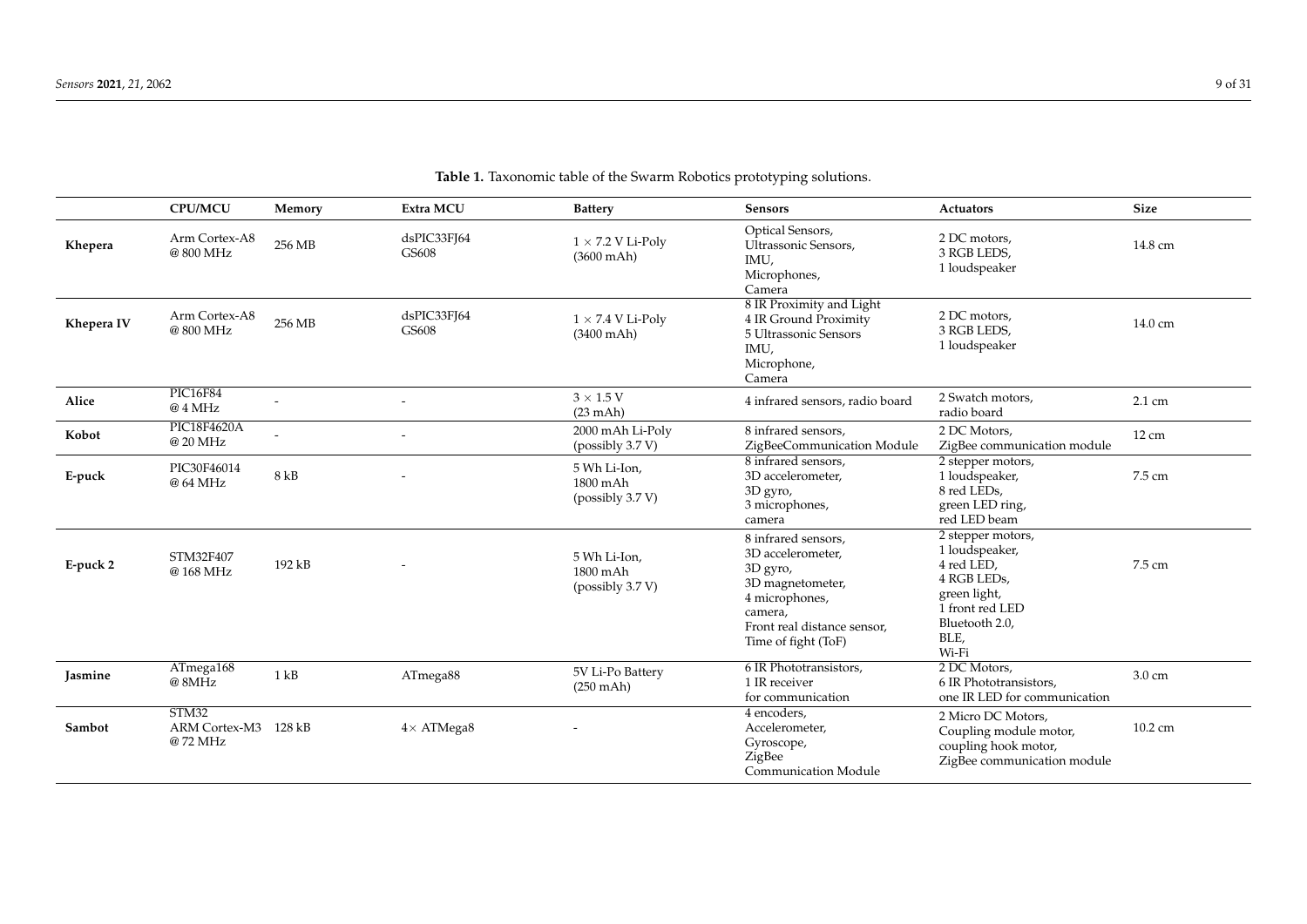**Table 1.** Taxonomic table of the Swarm Robotics prototyping solutions.

| | CPU/MCU | Memory | Extra MCU | Battery | Sensors | Actuators | Size |
|---|---|---|---|---|---|---|---|
| **Khepera** | Arm Cortex-A8 @ 800 MHz | 256 MB | dsPIC33FJ64 GS608 | $1 \times 7.2$ V Li-Poly (3600 mAh) | Optical Sensors, Ultrassonic Sensors, IMU, Microphones, Camera | 2 DC motors, 3 RGB LEDS, 1 loudspeaker | 14.8 cm |
| **Khepera IV** | Arm Cortex-A8 @ 800 MHz | 256 MB | dsPIC33FJ64 GS608 | $1 \times 7.4$ V Li-Poly (3400 mAh) | 8 IR Proximity and Light 4 IR Ground Proximity 5 Ultrassonic Sensors IMU, Microphone, Camera | 2 DC motors, 3 RGB LEDS, 1 loudspeaker | 14.0 cm |
| **Alice** | PIC16F84 @ 4 MHz | - | - | $3 \times 1.5$ V (23 mAh) | 4 infrared sensors, radio board | 2 Swatch motors, radio board | 2.1 cm |
| **Kobot** | PIC18F4620A @ 20 MHz | - | - | 2000 mAh Li-Poly (possibly 3.7 V) | 8 infrared sensors, ZigBeeCommunication Module | 2 DC Motors, ZigBee communication module | 12 cm |
| **E-puck** | PIC30F46014 @ 64 MHz | 8 kB | - | 5 Wh Li-Ion, 1800 mAh (possibly 3.7 V) | 8 infrared sensors, 3D accelerometer, 3D gyro, 3 microphones, camera | 2 stepper motors, 1 loudspeaker, 8 red LEDs, green LED ring, red LED beam | 7.5 cm |
| **E-puck 2** | STM32F407 @ 168 MHz | 192 kB | - | 5 Wh Li-Ion, 1800 mAh (possibly 3.7 V) | 8 infrared sensors, 3D accelerometer, 3D gyro, 3D magnetometer, 4 microphones, camera, Front real distance sensor, Time of fight (ToF) | 2 stepper motors, 1 loudspeaker, 4 red LED, 4 RGB LEDs, green light, 1 front red LED Bluetooth 2.0, BLE, Wi-Fi | 7.5 cm |
| **Jasmine** | ATmega168 @ 8MHz | 1 kB | ATmega88 | 5V Li-Po Battery (250 mAh) | 6 IR Phototransistors, 1 IR receiver for communication | 2 DC Motors, 6 IR Phototransistors, one IR LED for communication | 3.0 cm |
| **Sambot** | STM32 ARM Cortex-M3 @ 72 MHz | 128 kB | $4\times$ ATMega8 | - | 4 encoders, Accelerometer, Gyroscope, ZigBee Communication Module | 2 Micro DC Motors, Coupling module motor, coupling hook motor, ZigBee communication module | 10.2 cm |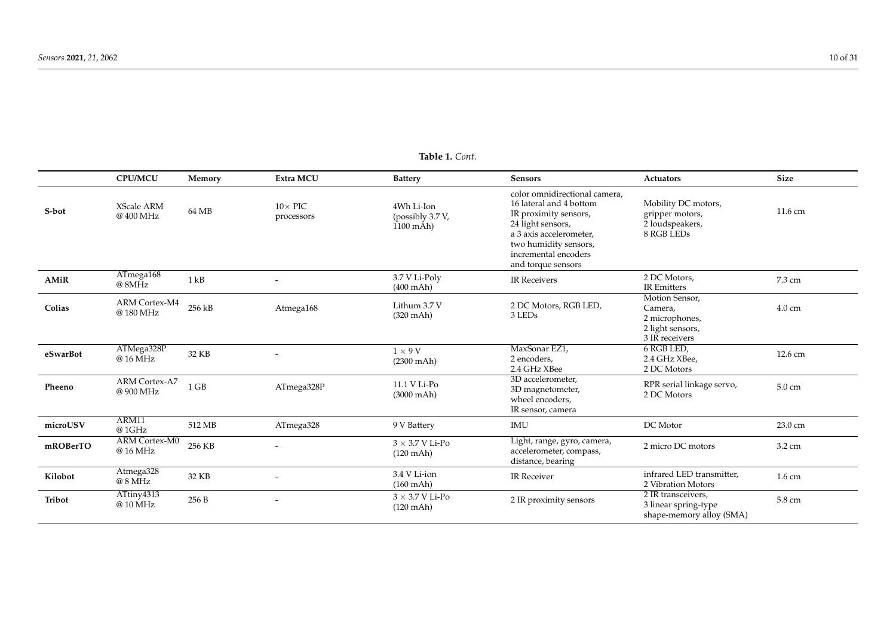**Table 1.** *Cont.*

| | CPU/MCU | Memory | Extra MCU | Battery | Sensors | Actuators | Size |
|---|---|---|---|---|---|---|---|
| **S-bot** | XScale ARM @ 400 MHz | 64 MB | $10\times$ PIC processors | 4Wh Li-Ion (possibly 3.7 V, 1100 mAh) | color omnidirectional camera, 16 lateral and 4 bottom IR proximity sensors, 24 light sensors, a 3 axis accelerometer, two humidity sensors, incremental encoders and torque sensors | Mobility DC motors, gripper motors, 2 loudspeakers, 8 RGB LEDs | 11.6 cm |
| **AMiR** | ATmega168 @ 8MHz | 1 kB | - | 3.7 V Li-Poly (400 mAh) | IR Receivers | 2 DC Motors, IR Emitters | 7.3 cm |
| **Colias** | ARM Cortex-M4 @ 180 MHz | 256 kB | Atmega168 | Lithum 3.7 V (320 mAh) | 2 DC Motors, RGB LED, 3 LEDs | Motion Sensor, Camera, 2 microphones, 2 light sensors, 3 IR receivers | 4.0 cm |
| **eSwarBot** | ATMega328P @ 16 MHz | 32 KB | - | $1\times9$ V (2300 mAh) | MaxSonar EZ1, 2 encoders, 2.4 GHz XBee | 6 RGB LED, 2.4 GHz XBee, 2 DC Motors | 12.6 cm |
| **Pheeno** | ARM Cortex-A7 @ 900 MHz | 1 GB | ATmega328P | 11.1 V Li-Po (3000 mAh) | 3D accelerometer, 3D magnetometer, wheel encoders, IR sensor, camera | RPR serial linkage servo, 2 DC Motors | 5.0 cm |
| **microUSV** | ARM11 @ 1GHz | 512 MB | ATmega328 | 9 V Battery | IMU | DC Motor | 23.0 cm |
| **mROBerTO** | ARM Cortex-M0 @ 16 MHz | 256 KB | - | $3\times3.7$ V Li-Po (120 mAh) | Light, range, gyro, camera, accelerometer, compass, distance, bearing | 2 micro DC motors | 3.2 cm |
| **Kilobot** | Atmega328 @ 8 MHz | 32 KB | - | 3.4 V Li-ion (160 mAh) | IR Receiver | infrared LED transmitter, 2 Vibration Motors | 1.6 cm |
| **Tribot** | ATtiny4313 @ 10 MHz | 256 B | - | $3\times3.7$ V Li-Po (120 mAh) | 2 IR proximity sensors | 2 IR transceivers, 3 linear spring-type shape-memory alloy (SMA) | 5.8 cm |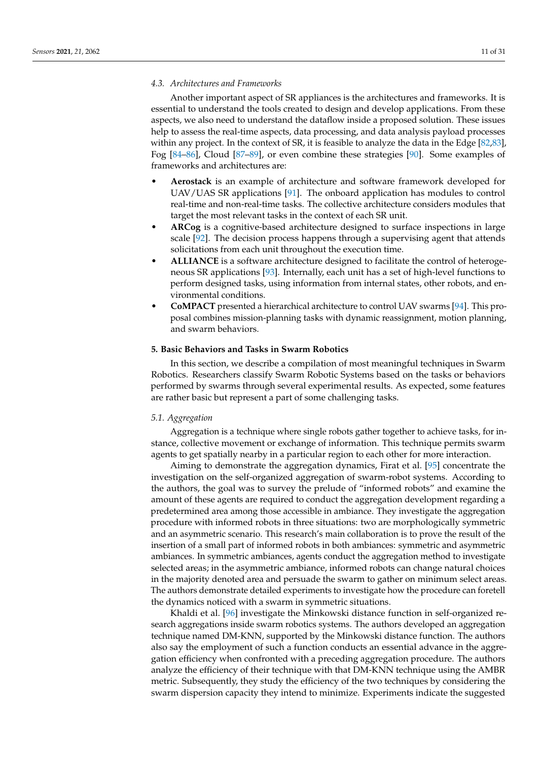### 4.3. Architectures and Frameworks

Another important aspect of SR appliances is the architectures and frameworks. It is essential to understand the tools created to design and develop applications. From these aspects, we also need to understand the dataflow inside a proposed solution. These issues help to assess the real-time aspects, data processing, and data analysis payload processes within any project. In the context of SR, it is feasible to analyze the data in the Edge [82,83], Fog [84–86], Cloud [87–89], or even combine these strategies [90]. Some examples of frameworks and architectures are:

- **Aerostack** is an example of architecture and software framework developed for UAV/UAS SR applications [91]. The onboard application has modules to control real-time and non-real-time tasks. The collective architecture considers modules that target the most relevant tasks in the context of each SR unit.
- **ARCog** is a cognitive-based architecture designed to surface inspections in large scale [92]. The decision process happens through a supervising agent that attends solicitations from each unit throughout the execution time.
- **ALLIANCE** is a software architecture designed to facilitate the control of heterogeneous SR applications [93]. Internally, each unit has a set of high-level functions to perform designed tasks, using information from internal states, other robots, and environmental conditions.
- **CoMPACT** presented a hierarchical architecture to control UAV swarms [94]. This proposal combines mission-planning tasks with dynamic reassignment, motion planning, and swarm behaviors.

## 5. Basic Behaviors and Tasks in Swarm Robotics

In this section, we describe a compilation of most meaningful techniques in Swarm Robotics. Researchers classify Swarm Robotic Systems based on the tasks or behaviors performed by swarms through several experimental results. As expected, some features are rather basic but represent a part of some challenging tasks.

### 5.1. Aggregation

Aggregation is a technique where single robots gather together to achieve tasks, for instance, collective movement or exchange of information. This technique permits swarm agents to get spatially nearby in a particular region to each other for more interaction.

Aiming to demonstrate the aggregation dynamics, Firat et al. [95] concentrate the investigation on the self-organized aggregation of swarm-robot systems. According to the authors, the goal was to survey the prelude of "informed robots" and examine the amount of these agents are required to conduct the aggregation development regarding a predetermined area among those accessible in ambiance. They investigate the aggregation procedure with informed robots in three situations: two are morphologically symmetric and an asymmetric scenario. This research's main collaboration is to prove the result of the insertion of a small part of informed robots in both ambiances: symmetric and asymmetric ambiances. In symmetric ambiances, agents conduct the aggregation method to investigate selected areas; in the asymmetric ambiance, informed robots can change natural choices in the majority denoted area and persuade the swarm to gather on minimum select areas. The authors demonstrate detailed experiments to investigate how the procedure can foretell the dynamics noticed with a swarm in symmetric situations.

Khaldi et al. [96] investigate the Minkowski distance function in self-organized research aggregations inside swarm robotics systems. The authors developed an aggregation technique named DM-KNN, supported by the Minkowski distance function. The authors also say the employment of such a function conducts an essential advance in the aggregation efficiency when confronted with a preceding aggregation procedure. The authors analyze the efficiency of their technique with that DM-KNN technique using the AMBR metric. Subsequently, they study the efficiency of the two techniques by considering the swarm dispersion capacity they intend to minimize. Experiments indicate the suggested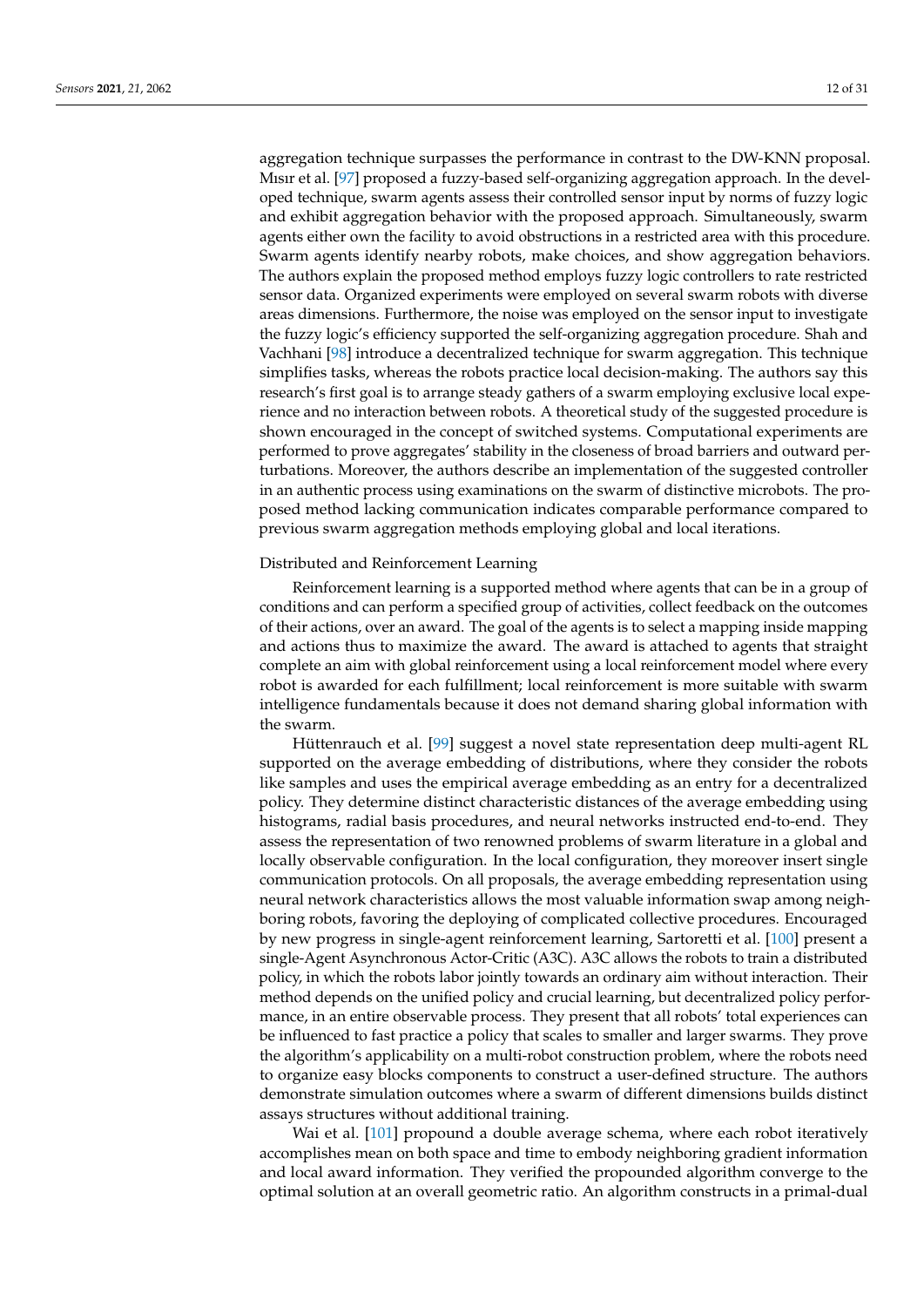aggregation technique surpasses the performance in contrast to the DW-KNN proposal. Mısır et al. [97] proposed a fuzzy-based self-organizing aggregation approach. In the developed technique, swarm agents assess their controlled sensor input by norms of fuzzy logic and exhibit aggregation behavior with the proposed approach. Simultaneously, swarm agents either own the facility to avoid obstructions in a restricted area with this procedure. Swarm agents identify nearby robots, make choices, and show aggregation behaviors. The authors explain the proposed method employs fuzzy logic controllers to rate restricted sensor data. Organized experiments were employed on several swarm robots with diverse areas dimensions. Furthermore, the noise was employed on the sensor input to investigate the fuzzy logic's efficiency supported the self-organizing aggregation procedure. Shah and Vachhani [98] introduce a decentralized technique for swarm aggregation. This technique simplifies tasks, whereas the robots practice local decision-making. The authors say this research's first goal is to arrange steady gathers of a swarm employing exclusive local experience and no interaction between robots. A theoretical study of the suggested procedure is shown encouraged in the concept of switched systems. Computational experiments are performed to prove aggregates' stability in the closeness of broad barriers and outward perturbations. Moreover, the authors describe an implementation of the suggested controller in an authentic process using examinations on the swarm of distinctive microbots. The proposed method lacking communication indicates comparable performance compared to previous swarm aggregation methods employing global and local iterations.

Distributed and Reinforcement Learning

Reinforcement learning is a supported method where agents that can be in a group of conditions and can perform a specified group of activities, collect feedback on the outcomes of their actions, over an award. The goal of the agents is to select a mapping inside mapping and actions thus to maximize the award. The award is attached to agents that straight complete an aim with global reinforcement using a local reinforcement model where every robot is awarded for each fulfillment; local reinforcement is more suitable with swarm intelligence fundamentals because it does not demand sharing global information with the swarm.

Hüttenrauch et al. [99] suggest a novel state representation deep multi-agent RL supported on the average embedding of distributions, where they consider the robots like samples and uses the empirical average embedding as an entry for a decentralized policy. They determine distinct characteristic distances of the average embedding using histograms, radial basis procedures, and neural networks instructed end-to-end. They assess the representation of two renowned problems of swarm literature in a global and locally observable configuration. In the local configuration, they moreover insert single communication protocols. On all proposals, the average embedding representation using neural network characteristics allows the most valuable information swap among neighboring robots, favoring the deploying of complicated collective procedures. Encouraged by new progress in single-agent reinforcement learning, Sartoretti et al. [100] present a single-Agent Asynchronous Actor-Critic (A3C). A3C allows the robots to train a distributed policy, in which the robots labor jointly towards an ordinary aim without interaction. Their method depends on the unified policy and crucial learning, but decentralized policy performance, in an entire observable process. They present that all robots' total experiences can be influenced to fast practice a policy that scales to smaller and larger swarms. They prove the algorithm's applicability on a multi-robot construction problem, where the robots need to organize easy blocks components to construct a user-defined structure. The authors demonstrate simulation outcomes where a swarm of different dimensions builds distinct assays structures without additional training.

Wai et al. [101] propound a double average schema, where each robot iteratively accomplishes mean on both space and time to embody neighboring gradient information and local award information. They verified the propounded algorithm converge to the optimal solution at an overall geometric ratio. An algorithm constructs in a primal-dual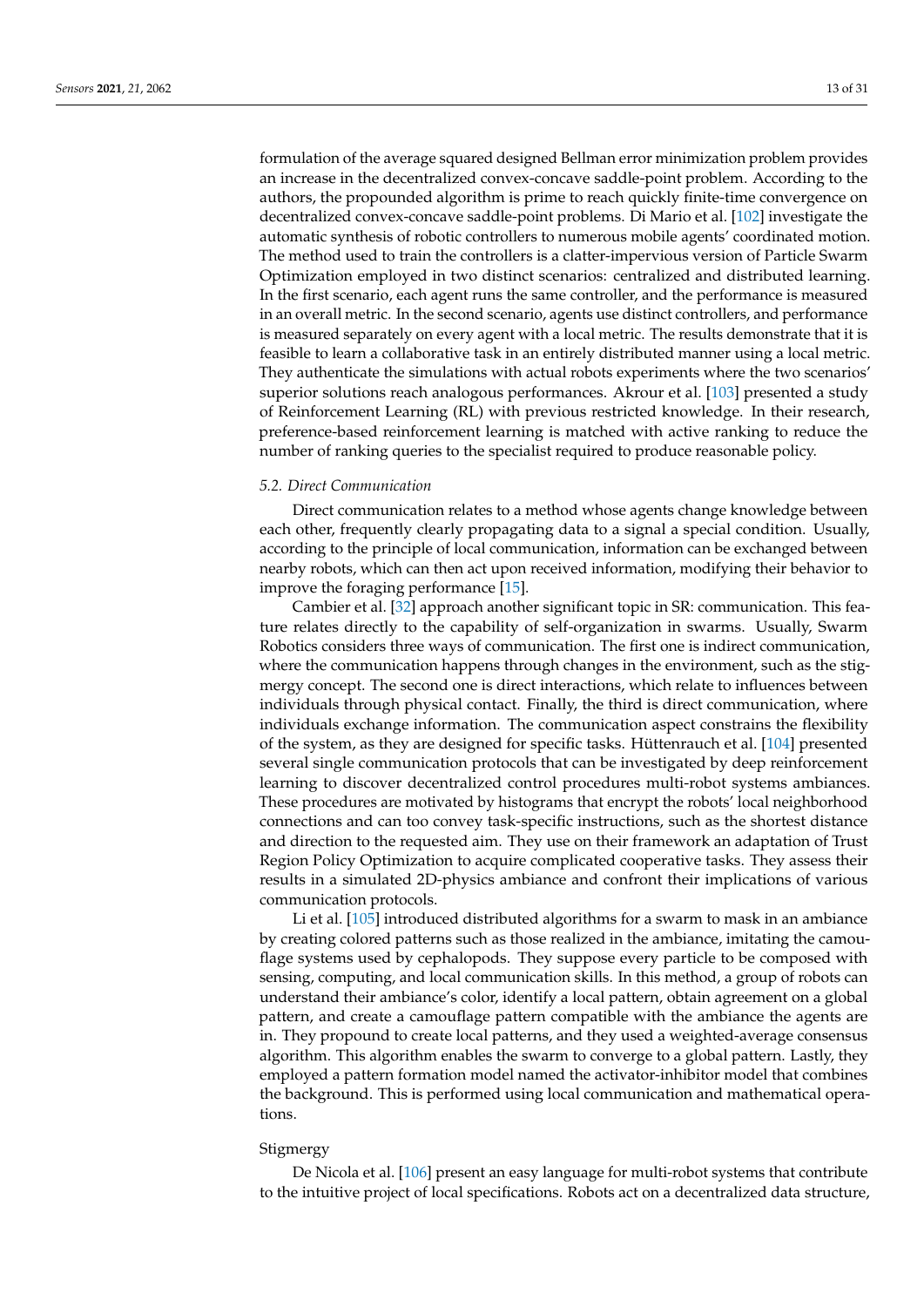formulation of the average squared designed Bellman error minimization problem provides an increase in the decentralized convex-concave saddle-point problem. According to the authors, the propounded algorithm is prime to reach quickly finite-time convergence on decentralized convex-concave saddle-point problems. Di Mario et al. [102] investigate the automatic synthesis of robotic controllers to numerous mobile agents' coordinated motion. The method used to train the controllers is a clatter-impervious version of Particle Swarm Optimization employed in two distinct scenarios: centralized and distributed learning. In the first scenario, each agent runs the same controller, and the performance is measured in an overall metric. In the second scenario, agents use distinct controllers, and performance is measured separately on every agent with a local metric. The results demonstrate that it is feasible to learn a collaborative task in an entirely distributed manner using a local metric. They authenticate the simulations with actual robots experiments where the two scenarios' superior solutions reach analogous performances. Akrour et al. [103] presented a study of Reinforcement Learning (RL) with previous restricted knowledge. In their research, preference-based reinforcement learning is matched with active ranking to reduce the number of ranking queries to the specialist required to produce reasonable policy.

### 5.2. Direct Communication

Direct communication relates to a method whose agents change knowledge between each other, frequently clearly propagating data to a signal a special condition. Usually, according to the principle of local communication, information can be exchanged between nearby robots, which can then act upon received information, modifying their behavior to improve the foraging performance [15].

Cambier et al. [32] approach another significant topic in SR: communication. This feature relates directly to the capability of self-organization in swarms. Usually, Swarm Robotics considers three ways of communication. The first one is indirect communication, where the communication happens through changes in the environment, such as the stigmergy concept. The second one is direct interactions, which relate to influences between individuals through physical contact. Finally, the third is direct communication, where individuals exchange information. The communication aspect constrains the flexibility of the system, as they are designed for specific tasks. Hüttenrauch et al. [104] presented several single communication protocols that can be investigated by deep reinforcement learning to discover decentralized control procedures multi-robot systems ambiances. These procedures are motivated by histograms that encrypt the robots' local neighborhood connections and can too convey task-specific instructions, such as the shortest distance and direction to the requested aim. They use on their framework an adaptation of Trust Region Policy Optimization to acquire complicated cooperative tasks. They assess their results in a simulated 2D-physics ambiance and confront their implications of various communication protocols.

Li et al. [105] introduced distributed algorithms for a swarm to mask in an ambiance by creating colored patterns such as those realized in the ambiance, imitating the camouflage systems used by cephalopods. They suppose every particle to be composed with sensing, computing, and local communication skills. In this method, a group of robots can understand their ambiance's color, identify a local pattern, obtain agreement on a global pattern, and create a camouflage pattern compatible with the ambiance the agents are in. They propound to create local patterns, and they used a weighted-average consensus algorithm. This algorithm enables the swarm to converge to a global pattern. Lastly, they employed a pattern formation model named the activator-inhibitor model that combines the background. This is performed using local communication and mathematical operations.

#### Stigmergy

De Nicola et al. [106] present an easy language for multi-robot systems that contribute to the intuitive project of local specifications. Robots act on a decentralized data structure,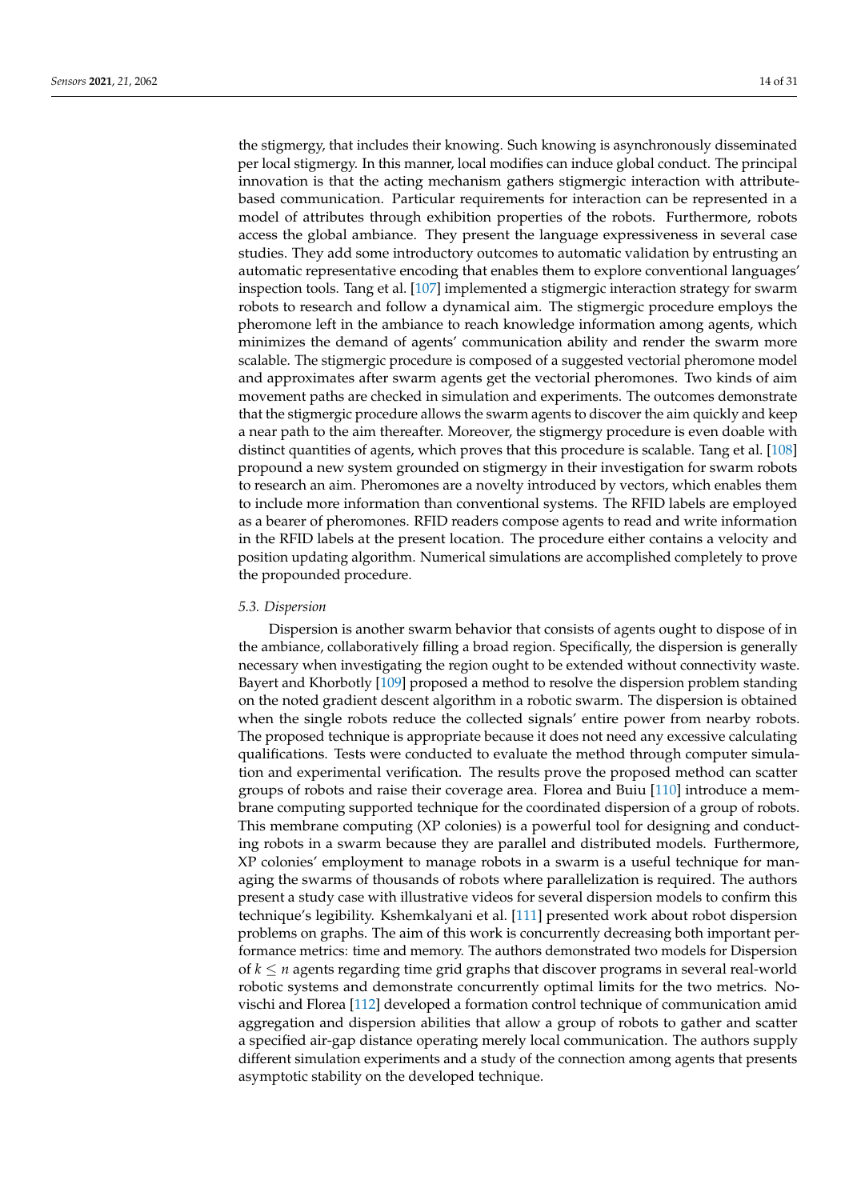the stigmergy, that includes their knowing. Such knowing is asynchronously disseminated per local stigmergy. In this manner, local modifies can induce global conduct. The principal innovation is that the acting mechanism gathers stigmergic interaction with attribute-based communication. Particular requirements for interaction can be represented in a model of attributes through exhibition properties of the robots. Furthermore, robots access the global ambiance. They present the language expressiveness in several case studies. They add some introductory outcomes to automatic validation by entrusting an automatic representative encoding that enables them to explore conventional languages' inspection tools. Tang et al. [107] implemented a stigmergic interaction strategy for swarm robots to research and follow a dynamical aim. The stigmergic procedure employs the pheromone left in the ambiance to reach knowledge information among agents, which minimizes the demand of agents' communication ability and render the swarm more scalable. The stigmergic procedure is composed of a suggested vectorial pheromone model and approximates after swarm agents get the vectorial pheromones. Two kinds of aim movement paths are checked in simulation and experiments. The outcomes demonstrate that the stigmergic procedure allows the swarm agents to discover the aim quickly and keep a near path to the aim thereafter. Moreover, the stigmergy procedure is even doable with distinct quantities of agents, which proves that this procedure is scalable. Tang et al. [108] propound a new system grounded on stigmergy in their investigation for swarm robots to research an aim. Pheromones are a novelty introduced by vectors, which enables them to include more information than conventional systems. The RFID labels are employed as a bearer of pheromones. RFID readers compose agents to read and write information in the RFID labels at the present location. The procedure either contains a velocity and position updating algorithm. Numerical simulations are accomplished completely to prove the propounded procedure.

### *5.3. Dispersion*

Dispersion is another swarm behavior that consists of agents ought to dispose of in the ambiance, collaboratively filling a broad region. Specifically, the dispersion is generally necessary when investigating the region ought to be extended without connectivity waste. Bayert and Khorbotly [109] proposed a method to resolve the dispersion problem standing on the noted gradient descent algorithm in a robotic swarm. The dispersion is obtained when the single robots reduce the collected signals' entire power from nearby robots. The proposed technique is appropriate because it does not need any excessive calculating qualifications. Tests were conducted to evaluate the method through computer simulation and experimental verification. The results prove the proposed method can scatter groups of robots and raise their coverage area. Florea and Buiu [110] introduce a membrane computing supported technique for the coordinated dispersion of a group of robots. This membrane computing (XP colonies) is a powerful tool for designing and conducting robots in a swarm because they are parallel and distributed models. Furthermore, XP colonies' employment to manage robots in a swarm is a useful technique for managing the swarms of thousands of robots where parallelization is required. The authors present a study case with illustrative videos for several dispersion models to confirm this technique's legibility. Kshemkalyani et al. [111] presented work about robot dispersion problems on graphs. The aim of this work is concurrently decreasing both important performance metrics: time and memory. The authors demonstrated two models for Dispersion of $k \leq n$ agents regarding time grid graphs that discover programs in several real-world robotic systems and demonstrate concurrently optimal limits for the two metrics. Novischi and Florea [112] developed a formation control technique of communication amid aggregation and dispersion abilities that allow a group of robots to gather and scatter a specified air-gap distance operating merely local communication. The authors supply different simulation experiments and a study of the connection among agents that presents asymptotic stability on the developed technique.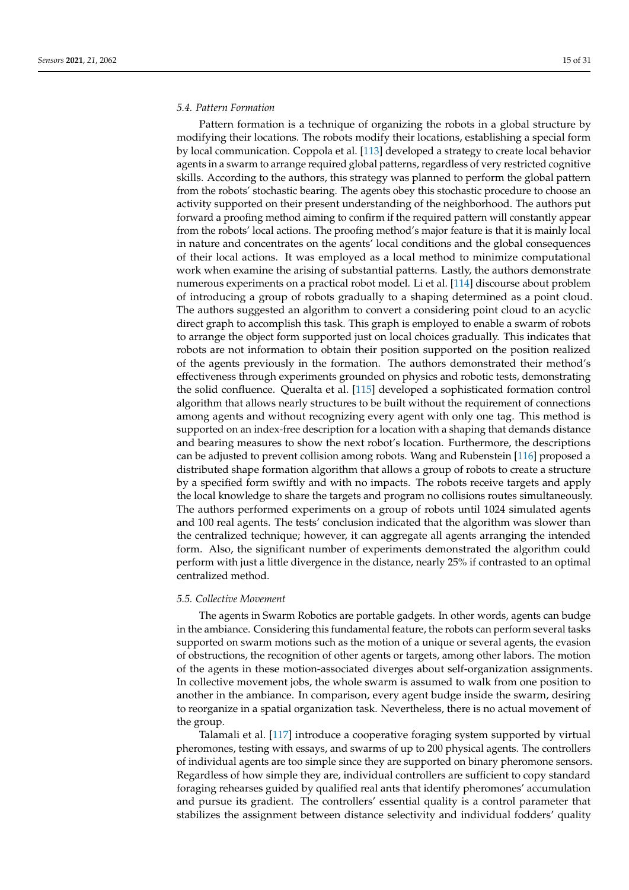### 5.4. Pattern Formation

Pattern formation is a technique of organizing the robots in a global structure by modifying their locations. The robots modify their locations, establishing a special form by local communication. Coppola et al. [113] developed a strategy to create local behavior agents in a swarm to arrange required global patterns, regardless of very restricted cognitive skills. According to the authors, this strategy was planned to perform the global pattern from the robots' stochastic bearing. The agents obey this stochastic procedure to choose an activity supported on their present understanding of the neighborhood. The authors put forward a proofing method aiming to confirm if the required pattern will constantly appear from the robots' local actions. The proofing method's major feature is that it is mainly local in nature and concentrates on the agents' local conditions and the global consequences of their local actions. It was employed as a local method to minimize computational work when examine the arising of substantial patterns. Lastly, the authors demonstrate numerous experiments on a practical robot model. Li et al. [114] discourse about problem of introducing a group of robots gradually to a shaping determined as a point cloud. The authors suggested an algorithm to convert a considering point cloud to an acyclic direct graph to accomplish this task. This graph is employed to enable a swarm of robots to arrange the object form supported just on local choices gradually. This indicates that robots are not information to obtain their position supported on the position realized of the agents previously in the formation. The authors demonstrated their method's effectiveness through experiments grounded on physics and robotic tests, demonstrating the solid confluence. Queralta et al. [115] developed a sophisticated formation control algorithm that allows nearly structures to be built without the requirement of connections among agents and without recognizing every agent with only one tag. This method is supported on an index-free description for a location with a shaping that demands distance and bearing measures to show the next robot's location. Furthermore, the descriptions can be adjusted to prevent collision among robots. Wang and Rubenstein [116] proposed a distributed shape formation algorithm that allows a group of robots to create a structure by a specified form swiftly and with no impacts. The robots receive targets and apply the local knowledge to share the targets and program no collisions routes simultaneously. The authors performed experiments on a group of robots until 1024 simulated agents and 100 real agents. The tests' conclusion indicated that the algorithm was slower than the centralized technique; however, it can aggregate all agents arranging the intended form. Also, the significant number of experiments demonstrated the algorithm could perform with just a little divergence in the distance, nearly 25% if contrasted to an optimal centralized method.

### 5.5. Collective Movement

The agents in Swarm Robotics are portable gadgets. In other words, agents can budge in the ambiance. Considering this fundamental feature, the robots can perform several tasks supported on swarm motions such as the motion of a unique or several agents, the evasion of obstructions, the recognition of other agents or targets, among other labors. The motion of the agents in these motion-associated diverges about self-organization assignments. In collective movement jobs, the whole swarm is assumed to walk from one position to another in the ambiance. In comparison, every agent budge inside the swarm, desiring to reorganize in a spatial organization task. Nevertheless, there is no actual movement of the group.

Talamali et al. [117] introduce a cooperative foraging system supported by virtual pheromones, testing with essays, and swarms of up to 200 physical agents. The controllers of individual agents are too simple since they are supported on binary pheromone sensors. Regardless of how simple they are, individual controllers are sufficient to copy standard foraging rehearses guided by qualified real ants that identify pheromones' accumulation and pursue its gradient. The controllers' essential quality is a control parameter that stabilizes the assignment between distance selectivity and individual fodders' quality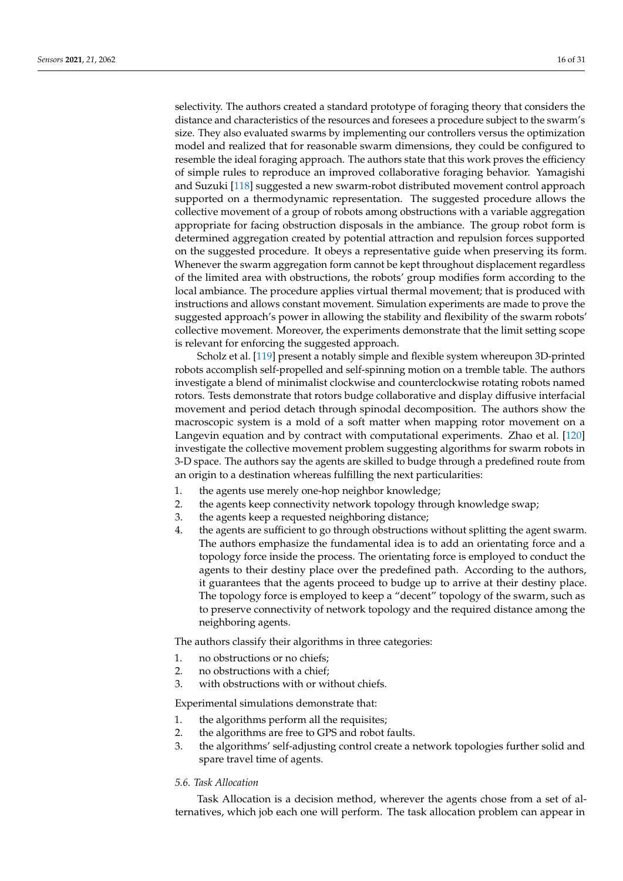selectivity. The authors created a standard prototype of foraging theory that considers the distance and characteristics of the resources and foresees a procedure subject to the swarm's size. They also evaluated swarms by implementing our controllers versus the optimization model and realized that for reasonable swarm dimensions, they could be configured to resemble the ideal foraging approach. The authors state that this work proves the efficiency of simple rules to reproduce an improved collaborative foraging behavior. Yamagishi and Suzuki [118] suggested a new swarm-robot distributed movement control approach supported on a thermodynamic representation. The suggested procedure allows the collective movement of a group of robots among obstructions with a variable aggregation appropriate for facing obstruction disposals in the ambiance. The group robot form is determined aggregation created by potential attraction and repulsion forces supported on the suggested procedure. It obeys a representative guide when preserving its form. Whenever the swarm aggregation form cannot be kept throughout displacement regardless of the limited area with obstructions, the robots' group modifies form according to the local ambiance. The procedure applies virtual thermal movement; that is produced with instructions and allows constant movement. Simulation experiments are made to prove the suggested approach's power in allowing the stability and flexibility of the swarm robots' collective movement. Moreover, the experiments demonstrate that the limit setting scope is relevant for enforcing the suggested approach.

Scholz et al. [119] present a notably simple and flexible system whereupon 3D-printed robots accomplish self-propelled and self-spinning motion on a tremble table. The authors investigate a blend of minimalist clockwise and counterclockwise rotating robots named rotors. Tests demonstrate that rotors budge collaborative and display diffusive interfacial movement and period detach through spinodal decomposition. The authors show the macroscopic system is a mold of a soft matter when mapping rotor movement on a Langevin equation and by contract with computational experiments. Zhao et al. [120] investigate the collective movement problem suggesting algorithms for swarm robots in 3-D space. The authors say the agents are skilled to budge through a predefined route from an origin to a destination whereas fulfilling the next particularities:

1. the agents use merely one-hop neighbor knowledge;
2. the agents keep connectivity network topology through knowledge swap;
3. the agents keep a requested neighboring distance;
4. the agents are sufficient to go through obstructions without splitting the agent swarm. The authors emphasize the fundamental idea is to add an orientating force and a topology force inside the process. The orientating force is employed to conduct the agents to their destiny place over the predefined path. According to the authors, it guarantees that the agents proceed to budge up to arrive at their destiny place. The topology force is employed to keep a "decent" topology of the swarm, such as to preserve connectivity of network topology and the required distance among the neighboring agents.

The authors classify their algorithms in three categories:

1. no obstructions or no chiefs;
2. no obstructions with a chief;
3. with obstructions with or without chiefs.

Experimental simulations demonstrate that:

1. the algorithms perform all the requisites;
2. the algorithms are free to GPS and robot faults.
3. the algorithms' self-adjusting control create a network topologies further solid and spare travel time of agents.

### 5.6. Task Allocation

Task Allocation is a decision method, wherever the agents chose from a set of alternatives, which job each one will perform. The task allocation problem can appear in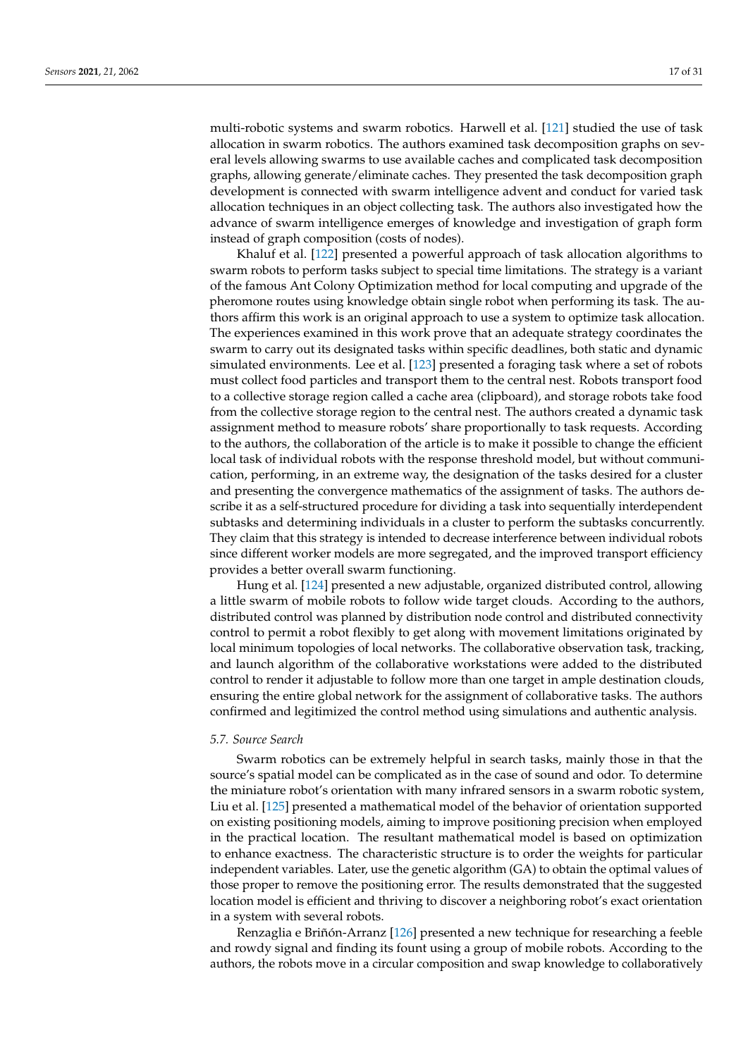multi-robotic systems and swarm robotics. Harwell et al. [121] studied the use of task allocation in swarm robotics. The authors examined task decomposition graphs on several levels allowing swarms to use available caches and complicated task decomposition graphs, allowing generate/eliminate caches. They presented the task decomposition graph development is connected with swarm intelligence advent and conduct for varied task allocation techniques in an object collecting task. The authors also investigated how the advance of swarm intelligence emerges of knowledge and investigation of graph form instead of graph composition (costs of nodes).

Khaluf et al. [122] presented a powerful approach of task allocation algorithms to swarm robots to perform tasks subject to special time limitations. The strategy is a variant of the famous Ant Colony Optimization method for local computing and upgrade of the pheromone routes using knowledge obtain single robot when performing its task. The authors affirm this work is an original approach to use a system to optimize task allocation. The experiences examined in this work prove that an adequate strategy coordinates the swarm to carry out its designated tasks within specific deadlines, both static and dynamic simulated environments. Lee et al. [123] presented a foraging task where a set of robots must collect food particles and transport them to the central nest. Robots transport food to a collective storage region called a cache area (clipboard), and storage robots take food from the collective storage region to the central nest. The authors created a dynamic task assignment method to measure robots' share proportionally to task requests. According to the authors, the collaboration of the article is to make it possible to change the efficient local task of individual robots with the response threshold model, but without communication, performing, in an extreme way, the designation of the tasks desired for a cluster and presenting the convergence mathematics of the assignment of tasks. The authors describe it as a self-structured procedure for dividing a task into sequentially interdependent subtasks and determining individuals in a cluster to perform the subtasks concurrently. They claim that this strategy is intended to decrease interference between individual robots since different worker models are more segregated, and the improved transport efficiency provides a better overall swarm functioning.

Hung et al. [124] presented a new adjustable, organized distributed control, allowing a little swarm of mobile robots to follow wide target clouds. According to the authors, distributed control was planned by distribution node control and distributed connectivity control to permit a robot flexibly to get along with movement limitations originated by local minimum topologies of local networks. The collaborative observation task, tracking, and launch algorithm of the collaborative workstations were added to the distributed control to render it adjustable to follow more than one target in ample destination clouds, ensuring the entire global network for the assignment of collaborative tasks. The authors confirmed and legitimized the control method using simulations and authentic analysis.

### *5.7. Source Search*

Swarm robotics can be extremely helpful in search tasks, mainly those in that the source's spatial model can be complicated as in the case of sound and odor. To determine the miniature robot's orientation with many infrared sensors in a swarm robotic system, Liu et al. [125] presented a mathematical model of the behavior of orientation supported on existing positioning models, aiming to improve positioning precision when employed in the practical location. The resultant mathematical model is based on optimization to enhance exactness. The characteristic structure is to order the weights for particular independent variables. Later, use the genetic algorithm (GA) to obtain the optimal values of those proper to remove the positioning error. The results demonstrated that the suggested location model is efficient and thriving to discover a neighboring robot's exact orientation in a system with several robots.

Renzaglia e Briñón-Arranz [126] presented a new technique for researching a feeble and rowdy signal and finding its fount using a group of mobile robots. According to the authors, the robots move in a circular composition and swap knowledge to collaboratively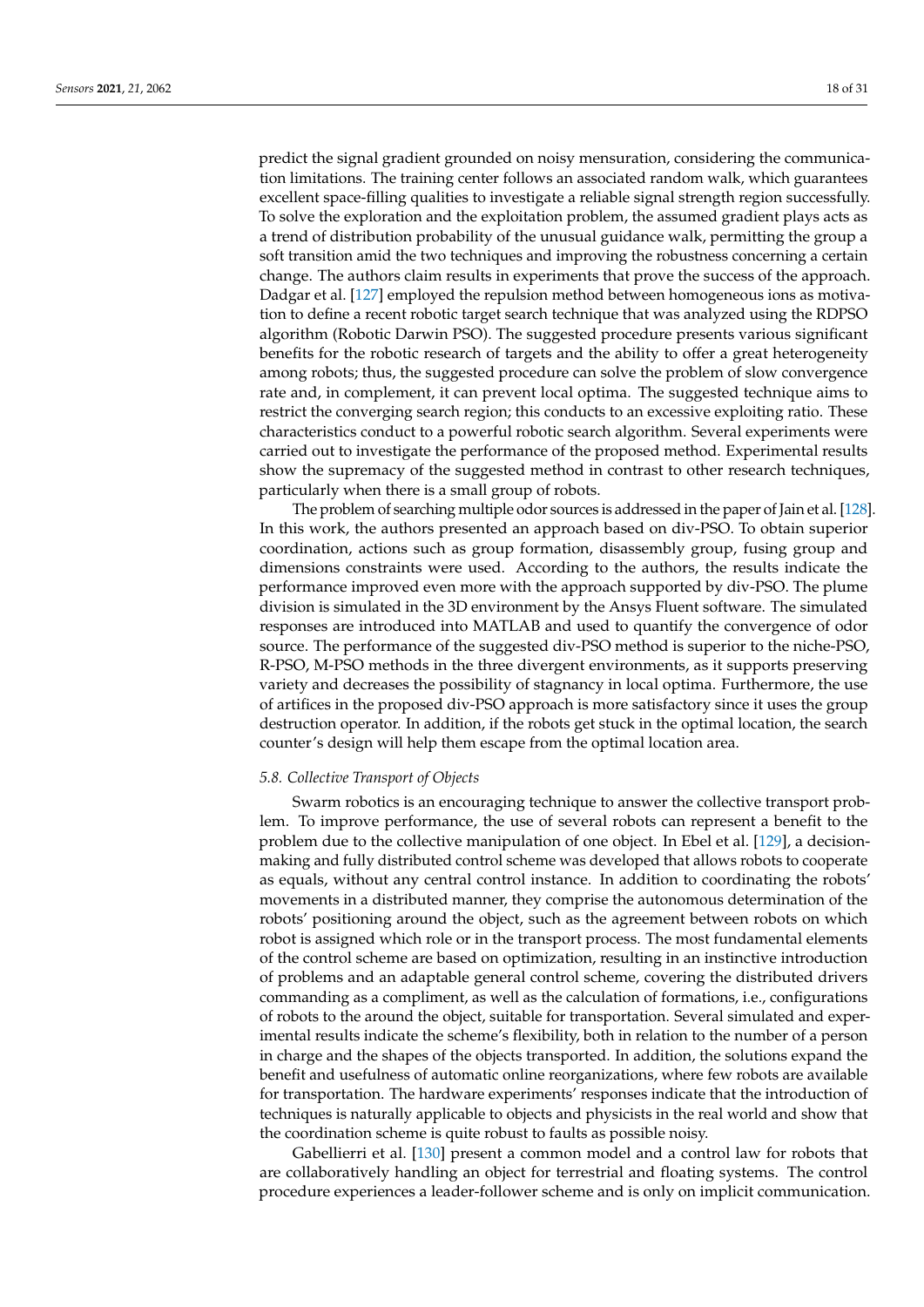predict the signal gradient grounded on noisy mensuration, considering the communication limitations. The training center follows an associated random walk, which guarantees excellent space-filling qualities to investigate a reliable signal strength region successfully. To solve the exploration and the exploitation problem, the assumed gradient plays acts as a trend of distribution probability of the unusual guidance walk, permitting the group a soft transition amid the two techniques and improving the robustness concerning a certain change. The authors claim results in experiments that prove the success of the approach. Dadgar et al. [127] employed the repulsion method between homogeneous ions as motivation to define a recent robotic target search technique that was analyzed using the RDPSO algorithm (Robotic Darwin PSO). The suggested procedure presents various significant benefits for the robotic research of targets and the ability to offer a great heterogeneity among robots; thus, the suggested procedure can solve the problem of slow convergence rate and, in complement, it can prevent local optima. The suggested technique aims to restrict the converging search region; this conducts to an excessive exploiting ratio. These characteristics conduct to a powerful robotic search algorithm. Several experiments were carried out to investigate the performance of the proposed method. Experimental results show the supremacy of the suggested method in contrast to other research techniques, particularly when there is a small group of robots.

The problem of searching multiple odor sources is addressed in the paper of Jain et al. [128]. In this work, the authors presented an approach based on div-PSO. To obtain superior coordination, actions such as group formation, disassembly group, fusing group and dimensions constraints were used. According to the authors, the results indicate the performance improved even more with the approach supported by div-PSO. The plume division is simulated in the 3D environment by the Ansys Fluent software. The simulated responses are introduced into MATLAB and used to quantify the convergence of odor source. The performance of the suggested div-PSO method is superior to the niche-PSO, R-PSO, M-PSO methods in the three divergent environments, as it supports preserving variety and decreases the possibility of stagnancy in local optima. Furthermore, the use of artifices in the proposed div-PSO approach is more satisfactory since it uses the group destruction operator. In addition, if the robots get stuck in the optimal location, the search counter's design will help them escape from the optimal location area.

### *5.8. Collective Transport of Objects*

Swarm robotics is an encouraging technique to answer the collective transport problem. To improve performance, the use of several robots can represent a benefit to the problem due to the collective manipulation of one object. In Ebel et al. [129], a decision-making and fully distributed control scheme was developed that allows robots to cooperate as equals, without any central control instance. In addition to coordinating the robots' movements in a distributed manner, they comprise the autonomous determination of the robots' positioning around the object, such as the agreement between robots on which robot is assigned which role or in the transport process. The most fundamental elements of the control scheme are based on optimization, resulting in an instinctive introduction of problems and an adaptable general control scheme, covering the distributed drivers commanding as a compliment, as well as the calculation of formations, i.e., configurations of robots to the around the object, suitable for transportation. Several simulated and experimental results indicate the scheme's flexibility, both in relation to the number of a person in charge and the shapes of the objects transported. In addition, the solutions expand the benefit and usefulness of automatic online reorganizations, where few robots are available for transportation. The hardware experiments' responses indicate that the introduction of techniques is naturally applicable to objects and physicists in the real world and show that the coordination scheme is quite robust to faults as possible noisy.

Gabellierri et al. [130] present a common model and a control law for robots that are collaboratively handling an object for terrestrial and floating systems. The control procedure experiences a leader-follower scheme and is only on implicit communication.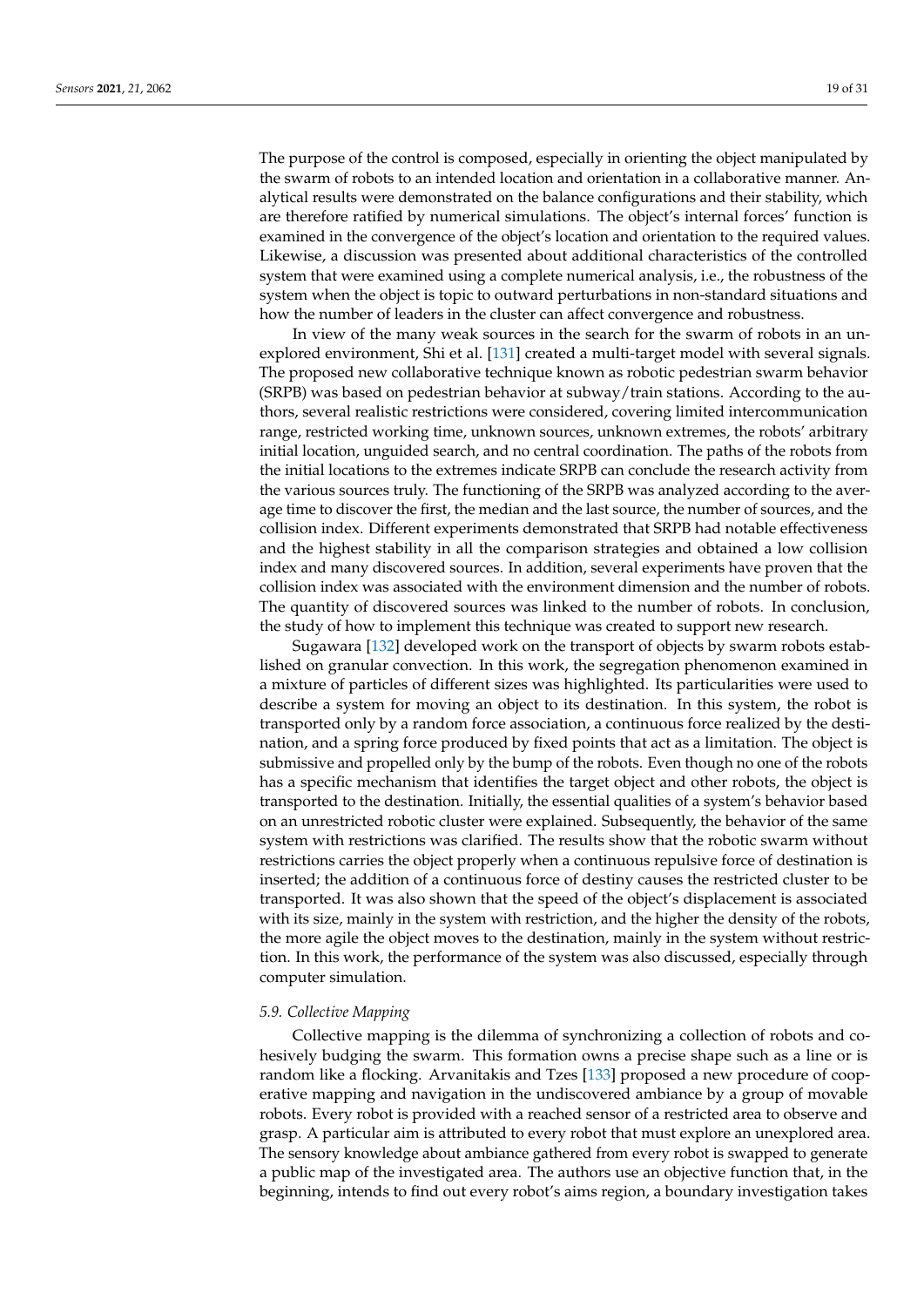The purpose of the control is composed, especially in orienting the object manipulated by the swarm of robots to an intended location and orientation in a collaborative manner. Analytical results were demonstrated on the balance configurations and their stability, which are therefore ratified by numerical simulations. The object's internal forces' function is examined in the convergence of the object's location and orientation to the required values. Likewise, a discussion was presented about additional characteristics of the controlled system that were examined using a complete numerical analysis, i.e., the robustness of the system when the object is topic to outward perturbations in non-standard situations and how the number of leaders in the cluster can affect convergence and robustness.

In view of the many weak sources in the search for the swarm of robots in an unexplored environment, Shi et al. [131] created a multi-target model with several signals. The proposed new collaborative technique known as robotic pedestrian swarm behavior (SRPB) was based on pedestrian behavior at subway/train stations. According to the authors, several realistic restrictions were considered, covering limited intercommunication range, restricted working time, unknown sources, unknown extremes, the robots' arbitrary initial location, unguided search, and no central coordination. The paths of the robots from the initial locations to the extremes indicate SRPB can conclude the research activity from the various sources truly. The functioning of the SRPB was analyzed according to the average time to discover the first, the median and the last source, the number of sources, and the collision index. Different experiments demonstrated that SRPB had notable effectiveness and the highest stability in all the comparison strategies and obtained a low collision index and many discovered sources. In addition, several experiments have proven that the collision index was associated with the environment dimension and the number of robots. The quantity of discovered sources was linked to the number of robots. In conclusion, the study of how to implement this technique was created to support new research.

Sugawara [132] developed work on the transport of objects by swarm robots established on granular convection. In this work, the segregation phenomenon examined in a mixture of particles of different sizes was highlighted. Its particularities were used to describe a system for moving an object to its destination. In this system, the robot is transported only by a random force association, a continuous force realized by the destination, and a spring force produced by fixed points that act as a limitation. The object is submissive and propelled only by the bump of the robots. Even though no one of the robots has a specific mechanism that identifies the target object and other robots, the object is transported to the destination. Initially, the essential qualities of a system's behavior based on an unrestricted robotic cluster were explained. Subsequently, the behavior of the same system with restrictions was clarified. The results show that the robotic swarm without restrictions carries the object properly when a continuous repulsive force of destination is inserted; the addition of a continuous force of destiny causes the restricted cluster to be transported. It was also shown that the speed of the object's displacement is associated with its size, mainly in the system with restriction, and the higher the density of the robots, the more agile the object moves to the destination, mainly in the system without restriction. In this work, the performance of the system was also discussed, especially through computer simulation.

### *5.9. Collective Mapping*

Collective mapping is the dilemma of synchronizing a collection of robots and cohesively budging the swarm. This formation owns a precise shape such as a line or is random like a flocking. Arvanitakis and Tzes [133] proposed a new procedure of cooperative mapping and navigation in the undiscovered ambiance by a group of movable robots. Every robot is provided with a reached sensor of a restricted area to observe and grasp. A particular aim is attributed to every robot that must explore an unexplored area. The sensory knowledge about ambiance gathered from every robot is swapped to generate a public map of the investigated area. The authors use an objective function that, in the beginning, intends to find out every robot's aims region, a boundary investigation takes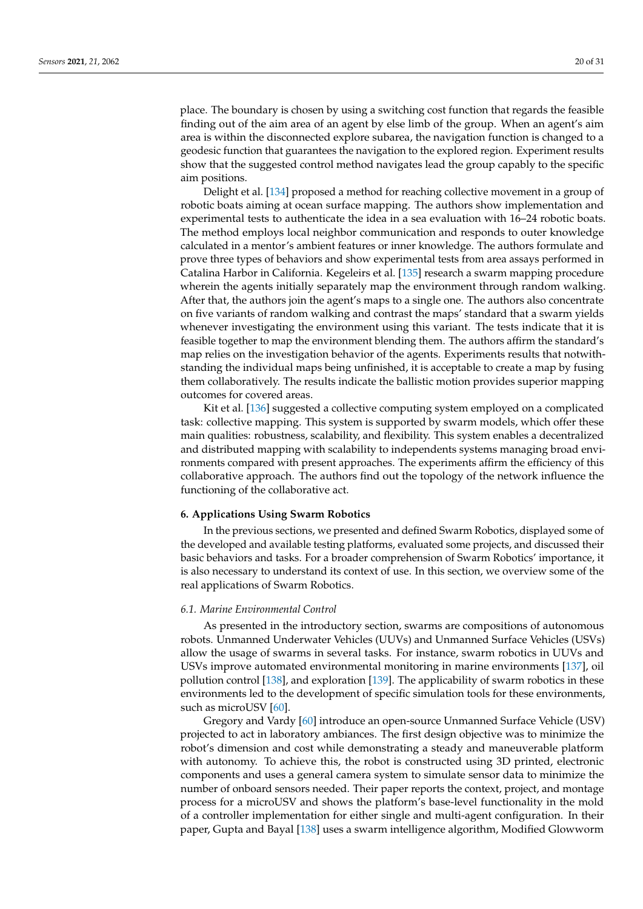place. The boundary is chosen by using a switching cost function that regards the feasible finding out of the aim area of an agent by else limb of the group. When an agent's aim area is within the disconnected explore subarea, the navigation function is changed to a geodesic function that guarantees the navigation to the explored region. Experiment results show that the suggested control method navigates lead the group capably to the specific aim positions.

Delight et al. [134] proposed a method for reaching collective movement in a group of robotic boats aiming at ocean surface mapping. The authors show implementation and experimental tests to authenticate the idea in a sea evaluation with 16–24 robotic boats. The method employs local neighbor communication and responds to outer knowledge calculated in a mentor's ambient features or inner knowledge. The authors formulate and prove three types of behaviors and show experimental tests from area assays performed in Catalina Harbor in California. Kegeleirs et al. [135] research a swarm mapping procedure wherein the agents initially separately map the environment through random walking. After that, the authors join the agent's maps to a single one. The authors also concentrate on five variants of random walking and contrast the maps' standard that a swarm yields whenever investigating the environment using this variant. The tests indicate that it is feasible together to map the environment blending them. The authors affirm the standard's map relies on the investigation behavior of the agents. Experiments results that notwithstanding the individual maps being unfinished, it is acceptable to create a map by fusing them collaboratively. The results indicate the ballistic motion provides superior mapping outcomes for covered areas.

Kit et al. [136] suggested a collective computing system employed on a complicated task: collective mapping. This system is supported by swarm models, which offer these main qualities: robustness, scalability, and flexibility. This system enables a decentralized and distributed mapping with scalability to independents systems managing broad environments compared with present approaches. The experiments affirm the efficiency of this collaborative approach. The authors find out the topology of the network influence the functioning of the collaborative act.

## 6. Applications Using Swarm Robotics

In the previous sections, we presented and defined Swarm Robotics, displayed some of the developed and available testing platforms, evaluated some projects, and discussed their basic behaviors and tasks. For a broader comprehension of Swarm Robotics' importance, it is also necessary to understand its context of use. In this section, we overview some of the real applications of Swarm Robotics.

### *6.1. Marine Environmental Control*

As presented in the introductory section, swarms are compositions of autonomous robots. Unmanned Underwater Vehicles (UUVs) and Unmanned Surface Vehicles (USVs) allow the usage of swarms in several tasks. For instance, swarm robotics in UUVs and USVs improve automated environmental monitoring in marine environments [137], oil pollution control [138], and exploration [139]. The applicability of swarm robotics in these environments led to the development of specific simulation tools for these environments, such as microUSV [60].

Gregory and Vardy [60] introduce an open-source Unmanned Surface Vehicle (USV) projected to act in laboratory ambiances. The first design objective was to minimize the robot's dimension and cost while demonstrating a steady and maneuverable platform with autonomy. To achieve this, the robot is constructed using 3D printed, electronic components and uses a general camera system to simulate sensor data to minimize the number of onboard sensors needed. Their paper reports the context, project, and montage process for a microUSV and shows the platform's base-level functionality in the mold of a controller implementation for either single and multi-agent configuration. In their paper, Gupta and Bayal [138] uses a swarm intelligence algorithm, Modified Glowworm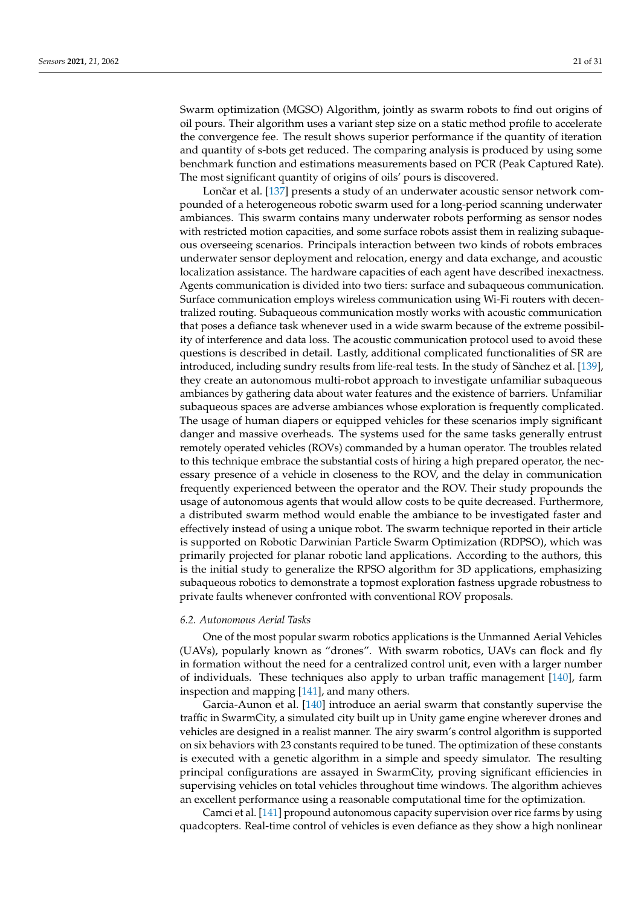Swarm optimization (MGSO) Algorithm, jointly as swarm robots to find out origins of oil pours. Their algorithm uses a variant step size on a static method profile to accelerate the convergence fee. The result shows superior performance if the quantity of iteration and quantity of s-bots get reduced. The comparing analysis is produced by using some benchmark function and estimations measurements based on PCR (Peak Captured Rate). The most significant quantity of origins of oils' pours is discovered.

Lončar et al. [137] presents a study of an underwater acoustic sensor network compounded of a heterogeneous robotic swarm used for a long-period scanning underwater ambiances. This swarm contains many underwater robots performing as sensor nodes with restricted motion capacities, and some surface robots assist them in realizing subaqueous overseeing scenarios. Principals interaction between two kinds of robots embraces underwater sensor deployment and relocation, energy and data exchange, and acoustic localization assistance. The hardware capacities of each agent have described inexactness. Agents communication is divided into two tiers: surface and subaqueous communication. Surface communication employs wireless communication using Wi-Fi routers with decentralized routing. Subaqueous communication mostly works with acoustic communication that poses a defiance task whenever used in a wide swarm because of the extreme possibility of interference and data loss. The acoustic communication protocol used to avoid these questions is described in detail. Lastly, additional complicated functionalities of SR are introduced, including sundry results from life-real tests. In the study of Sànchez et al. [139], they create an autonomous multi-robot approach to investigate unfamiliar subaqueous ambiances by gathering data about water features and the existence of barriers. Unfamiliar subaqueous spaces are adverse ambiances whose exploration is frequently complicated. The usage of human diapers or equipped vehicles for these scenarios imply significant danger and massive overheads. The systems used for the same tasks generally entrust remotely operated vehicles (ROVs) commanded by a human operator. The troubles related to this technique embrace the substantial costs of hiring a high prepared operator, the necessary presence of a vehicle in closeness to the ROV, and the delay in communication frequently experienced between the operator and the ROV. Their study propounds the usage of autonomous agents that would allow costs to be quite decreased. Furthermore, a distributed swarm method would enable the ambiance to be investigated faster and effectively instead of using a unique robot. The swarm technique reported in their article is supported on Robotic Darwinian Particle Swarm Optimization (RDPSO), which was primarily projected for planar robotic land applications. According to the authors, this is the initial study to generalize the RPSO algorithm for 3D applications, emphasizing subaqueous robotics to demonstrate a topmost exploration fastness upgrade robustness to private faults whenever confronted with conventional ROV proposals.

### 6.2. Autonomous Aerial Tasks

One of the most popular swarm robotics applications is the Unmanned Aerial Vehicles (UAVs), popularly known as "drones". With swarm robotics, UAVs can flock and fly in formation without the need for a centralized control unit, even with a larger number of individuals. These techniques also apply to urban traffic management [140], farm inspection and mapping [141], and many others.

Garcia-Aunon et al. [140] introduce an aerial swarm that constantly supervise the traffic in SwarmCity, a simulated city built up in Unity game engine wherever drones and vehicles are designed in a realist manner. The airy swarm's control algorithm is supported on six behaviors with 23 constants required to be tuned. The optimization of these constants is executed with a genetic algorithm in a simple and speedy simulator. The resulting principal configurations are assayed in SwarmCity, proving significant efficiencies in supervising vehicles on total vehicles throughout time windows. The algorithm achieves an excellent performance using a reasonable computational time for the optimization.

Camci et al. [141] propound autonomous capacity supervision over rice farms by using quadcopters. Real-time control of vehicles is even defiance as they show a high nonlinear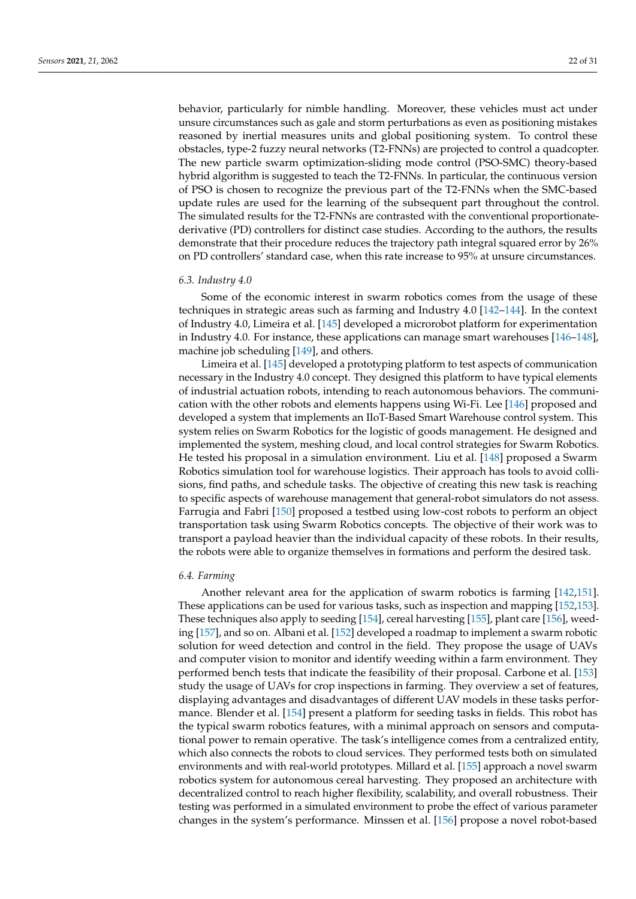behavior, particularly for nimble handling. Moreover, these vehicles must act under unsure circumstances such as gale and storm perturbations as even as positioning mistakes reasoned by inertial measures units and global positioning system. To control these obstacles, type-2 fuzzy neural networks (T2-FNNs) are projected to control a quadcopter. The new particle swarm optimization-sliding mode control (PSO-SMC) theory-based hybrid algorithm is suggested to teach the T2-FNNs. In particular, the continuous version of PSO is chosen to recognize the previous part of the T2-FNNs when the SMC-based update rules are used for the learning of the subsequent part throughout the control. The simulated results for the T2-FNNs are contrasted with the conventional proportionate-derivative (PD) controllers for distinct case studies. According to the authors, the results demonstrate that their procedure reduces the trajectory path integral squared error by 26% on PD controllers' standard case, when this rate increase to 95% at unsure circumstances.

### *6.3. Industry 4.0*

Some of the economic interest in swarm robotics comes from the usage of these techniques in strategic areas such as farming and Industry 4.0 [142–144]. In the context of Industry 4.0, Limeira et al. [145] developed a microrobot platform for experimentation in Industry 4.0. For instance, these applications can manage smart warehouses [146–148], machine job scheduling [149], and others.

Limeira et al. [145] developed a prototyping platform to test aspects of communication necessary in the Industry 4.0 concept. They designed this platform to have typical elements of industrial actuation robots, intending to reach autonomous behaviors. The communication with the other robots and elements happens using Wi-Fi. Lee [146] proposed and developed a system that implements an IIoT-Based Smart Warehouse control system. This system relies on Swarm Robotics for the logistic of goods management. He designed and implemented the system, meshing cloud, and local control strategies for Swarm Robotics. He tested his proposal in a simulation environment. Liu et al. [148] proposed a Swarm Robotics simulation tool for warehouse logistics. Their approach has tools to avoid collisions, find paths, and schedule tasks. The objective of creating this new task is reaching to specific aspects of warehouse management that general-robot simulators do not assess. Farrugia and Fabri [150] proposed a testbed using low-cost robots to perform an object transportation task using Swarm Robotics concepts. The objective of their work was to transport a payload heavier than the individual capacity of these robots. In their results, the robots were able to organize themselves in formations and perform the desired task.

### *6.4. Farming*

Another relevant area for the application of swarm robotics is farming [142,151]. These applications can be used for various tasks, such as inspection and mapping [152,153]. These techniques also apply to seeding [154], cereal harvesting [155], plant care [156], weeding [157], and so on. Albani et al. [152] developed a roadmap to implement a swarm robotic solution for weed detection and control in the field. They propose the usage of UAVs and computer vision to monitor and identify weeding within a farm environment. They performed bench tests that indicate the feasibility of their proposal. Carbone et al. [153] study the usage of UAVs for crop inspections in farming. They overview a set of features, displaying advantages and disadvantages of different UAV models in these tasks performance. Blender et al. [154] present a platform for seeding tasks in fields. This robot has the typical swarm robotics features, with a minimal approach on sensors and computational power to remain operative. The task's intelligence comes from a centralized entity, which also connects the robots to cloud services. They performed tests both on simulated environments and with real-world prototypes. Millard et al. [155] approach a novel swarm robotics system for autonomous cereal harvesting. They proposed an architecture with decentralized control to reach higher flexibility, scalability, and overall robustness. Their testing was performed in a simulated environment to probe the effect of various parameter changes in the system's performance. Minssen et al. [156] propose a novel robot-based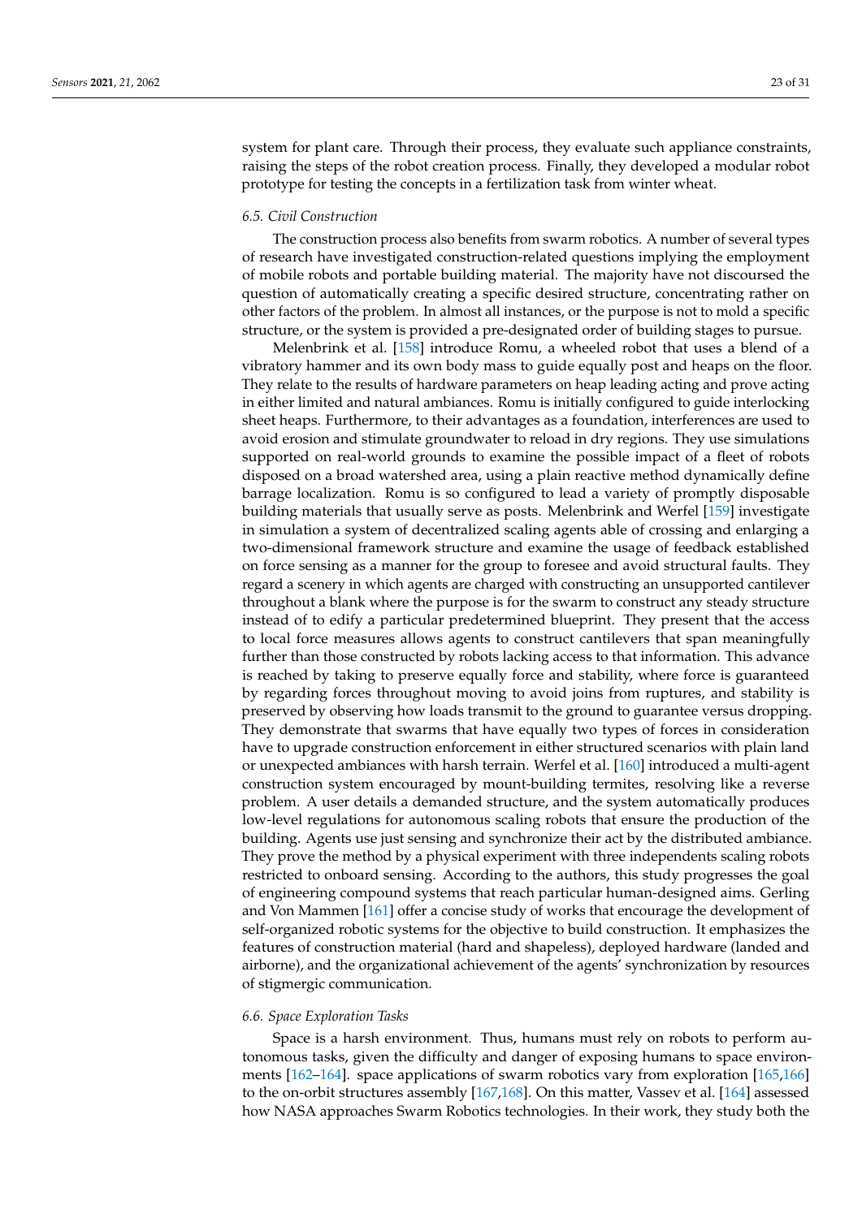system for plant care. Through their process, they evaluate such appliance constraints, raising the steps of the robot creation process. Finally, they developed a modular robot prototype for testing the concepts in a fertilization task from winter wheat.

### 6.5. Civil Construction

The construction process also benefits from swarm robotics. A number of several types of research have investigated construction-related questions implying the employment of mobile robots and portable building material. The majority have not discoursed the question of automatically creating a specific desired structure, concentrating rather on other factors of the problem. In almost all instances, or the purpose is not to mold a specific structure, or the system is provided a pre-designated order of building stages to pursue.

Melenbrink et al. [158] introduce Romu, a wheeled robot that uses a blend of a vibratory hammer and its own body mass to guide equally post and heaps on the floor. They relate to the results of hardware parameters on heap leading acting and prove acting in either limited and natural ambiances. Romu is initially configured to guide interlocking sheet heaps. Furthermore, to their advantages as a foundation, interferences are used to avoid erosion and stimulate groundwater to reload in dry regions. They use simulations supported on real-world grounds to examine the possible impact of a fleet of robots disposed on a broad watershed area, using a plain reactive method dynamically define barrage localization. Romu is so configured to lead a variety of promptly disposable building materials that usually serve as posts. Melenbrink and Werfel [159] investigate in simulation a system of decentralized scaling agents able of crossing and enlarging a two-dimensional framework structure and examine the usage of feedback established on force sensing as a manner for the group to foresee and avoid structural faults. They regard a scenery in which agents are charged with constructing an unsupported cantilever throughout a blank where the purpose is for the swarm to construct any steady structure instead of to edify a particular predetermined blueprint. They present that the access to local force measures allows agents to construct cantilevers that span meaningfully further than those constructed by robots lacking access to that information. This advance is reached by taking to preserve equally force and stability, where force is guaranteed by regarding forces throughout moving to avoid joins from ruptures, and stability is preserved by observing how loads transmit to the ground to guarantee versus dropping. They demonstrate that swarms that have equally two types of forces in consideration have to upgrade construction enforcement in either structured scenarios with plain land or unexpected ambiances with harsh terrain. Werfel et al. [160] introduced a multi-agent construction system encouraged by mount-building termites, resolving like a reverse problem. A user details a demanded structure, and the system automatically produces low-level regulations for autonomous scaling robots that ensure the production of the building. Agents use just sensing and synchronize their act by the distributed ambiance. They prove the method by a physical experiment with three independents scaling robots restricted to onboard sensing. According to the authors, this study progresses the goal of engineering compound systems that reach particular human-designed aims. Gerling and Von Mammen [161] offer a concise study of works that encourage the development of self-organized robotic systems for the objective to build construction. It emphasizes the features of construction material (hard and shapeless), deployed hardware (landed and airborne), and the organizational achievement of the agents' synchronization by resources of stigmergic communication.

### 6.6. Space Exploration Tasks

Space is a harsh environment. Thus, humans must rely on robots to perform autonomous tasks, given the difficulty and danger of exposing humans to space environments [162–164]. space applications of swarm robotics vary from exploration [165,166] to the on-orbit structures assembly [167,168]. On this matter, Vassev et al. [164] assessed how NASA approaches Swarm Robotics technologies. In their work, they study both the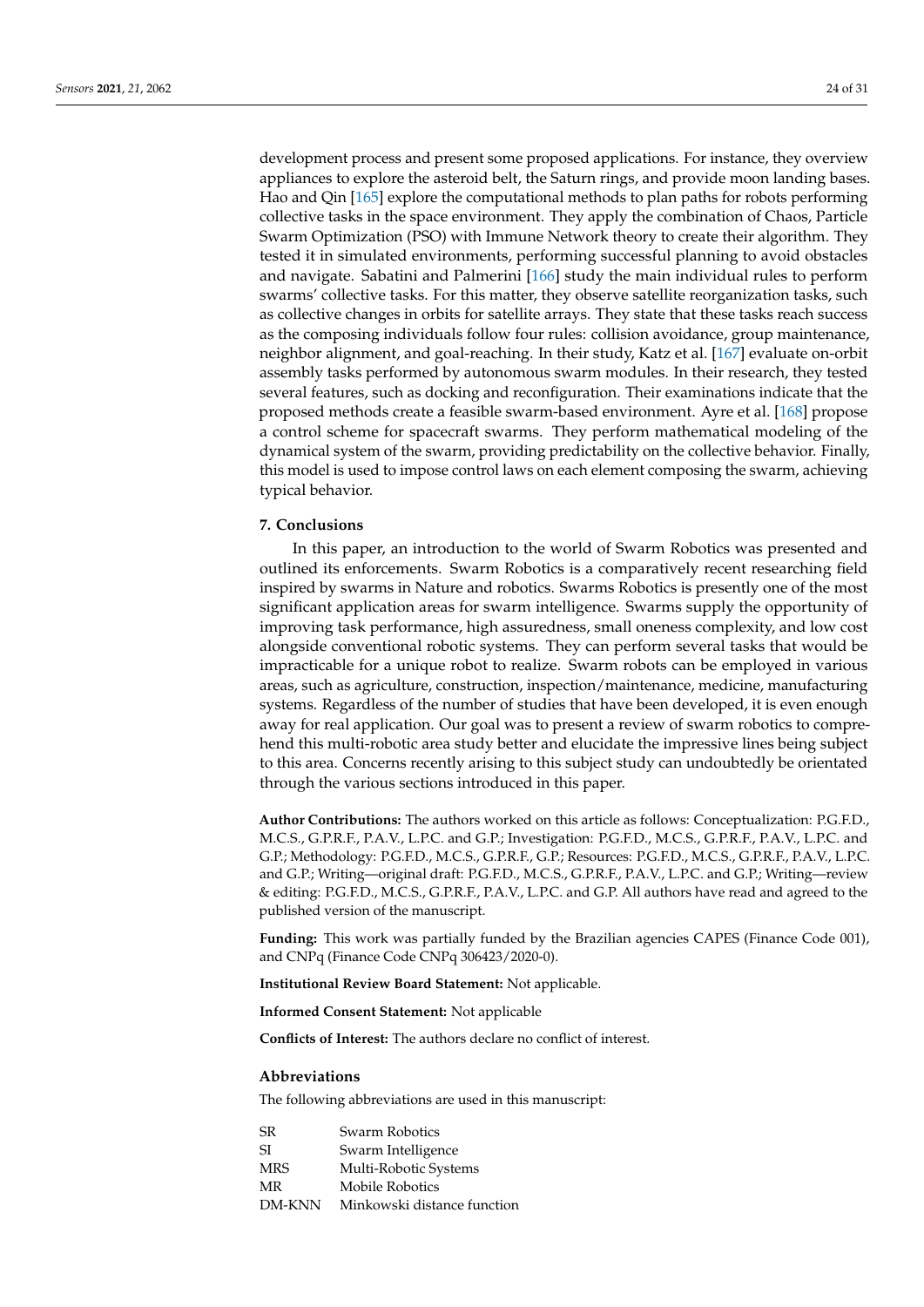development process and present some proposed applications. For instance, they overview appliances to explore the asteroid belt, the Saturn rings, and provide moon landing bases. Hao and Qin [165] explore the computational methods to plan paths for robots performing collective tasks in the space environment. They apply the combination of Chaos, Particle Swarm Optimization (PSO) with Immune Network theory to create their algorithm. They tested it in simulated environments, performing successful planning to avoid obstacles and navigate. Sabatini and Palmerini [166] study the main individual rules to perform swarms' collective tasks. For this matter, they observe satellite reorganization tasks, such as collective changes in orbits for satellite arrays. They state that these tasks reach success as the composing individuals follow four rules: collision avoidance, group maintenance, neighbor alignment, and goal-reaching. In their study, Katz et al. [167] evaluate on-orbit assembly tasks performed by autonomous swarm modules. In their research, they tested several features, such as docking and reconfiguration. Their examinations indicate that the proposed methods create a feasible swarm-based environment. Ayre et al. [168] propose a control scheme for spacecraft swarms. They perform mathematical modeling of the dynamical system of the swarm, providing predictability on the collective behavior. Finally, this model is used to impose control laws on each element composing the swarm, achieving typical behavior.

## 7. Conclusions

In this paper, an introduction to the world of Swarm Robotics was presented and outlined its enforcements. Swarm Robotics is a comparatively recent researching field inspired by swarms in Nature and robotics. Swarms Robotics is presently one of the most significant application areas for swarm intelligence. Swarms supply the opportunity of improving task performance, high assuredness, small oneness complexity, and low cost alongside conventional robotic systems. They can perform several tasks that would be impracticable for a unique robot to realize. Swarm robots can be employed in various areas, such as agriculture, construction, inspection/maintenance, medicine, manufacturing systems. Regardless of the number of studies that have been developed, it is even enough away for real application. Our goal was to present a review of swarm robotics to comprehend this multi-robotic area study better and elucidate the impressive lines being subject to this area. Concerns recently arising to this subject study can undoubtedly be orientated through the various sections introduced in this paper.

**Author Contributions:** The authors worked on this article as follows: Conceptualization: P.G.F.D., M.C.S., G.P.R.F., P.A.V., L.P.C. and G.P.; Investigation: P.G.F.D., M.C.S., G.P.R.F., P.A.V., L.P.C. and G.P.; Methodology: P.G.F.D., M.C.S., G.P.R.F., G.P.; Resources: P.G.F.D., M.C.S., G.P.R.F., P.A.V., L.P.C. and G.P.; Writing—original draft: P.G.F.D., M.C.S., G.P.R.F., P.A.V., L.P.C. and G.P.; Writing—review & editing: P.G.F.D., M.C.S., G.P.R.F., P.A.V., L.P.C. and G.P. All authors have read and agreed to the published version of the manuscript.

**Funding:** This work was partially funded by the Brazilian agencies CAPES (Finance Code 001), and CNPq (Finance Code CNPq 306423/2020-0).

**Institutional Review Board Statement:** Not applicable.

**Informed Consent Statement:** Not applicable

**Conflicts of Interest:** The authors declare no conflict of interest.

## Abbreviations

The following abbreviations are used in this manuscript:

| | |
|---|---|
| SR | Swarm Robotics |
| SI | Swarm Intelligence |
| MRS | Multi-Robotic Systems |
| MR | Mobile Robotics |
| DM-KNN | Minkowski distance function |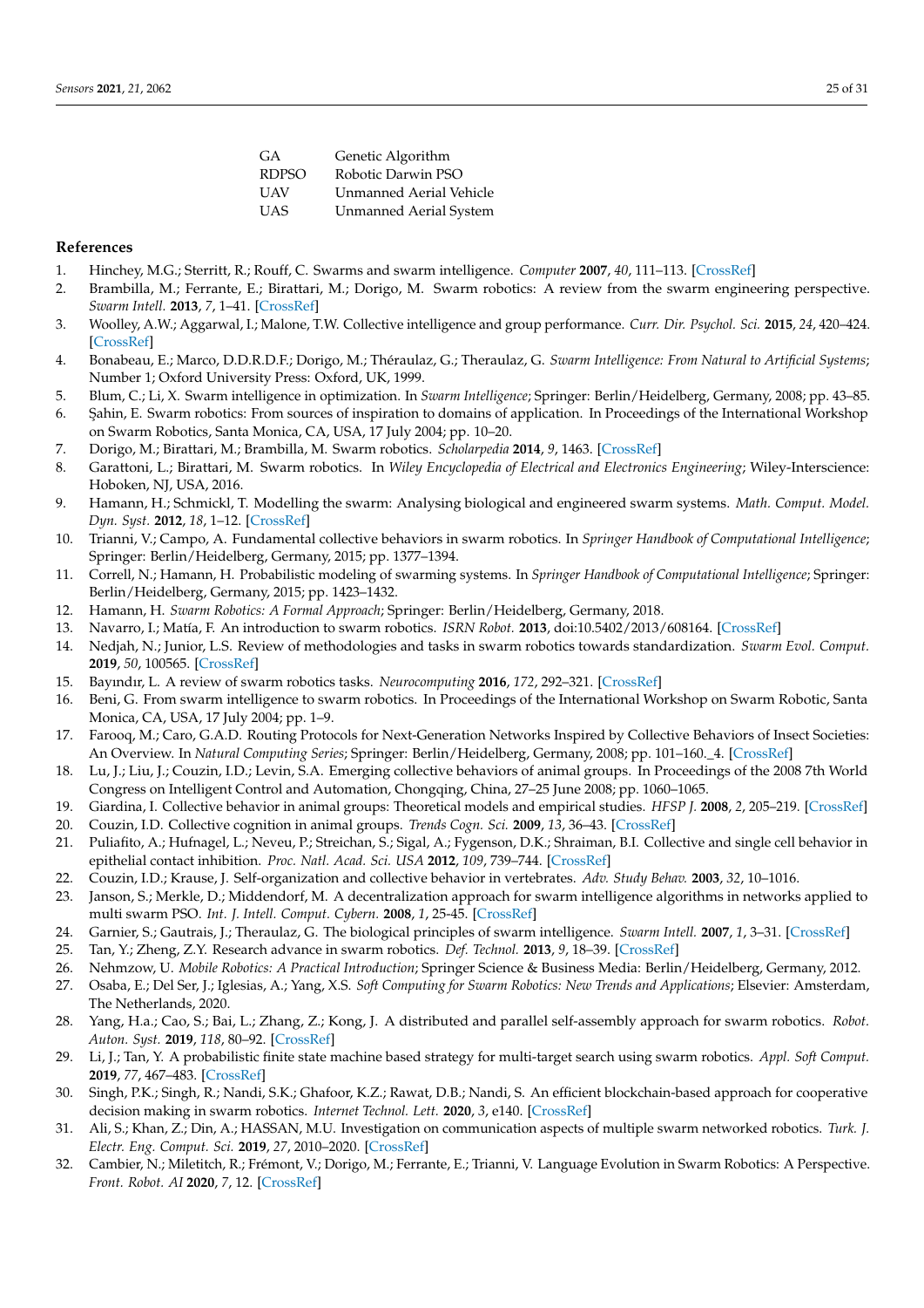| | |
|---|---|
| GA | Genetic Algorithm |
| RDPSO | Robotic Darwin PSO |
| UAV | Unmanned Aerial Vehicle |
| UAS | Unmanned Aerial System |

## References

1. Hinchey, M.G.; Sterritt, R.; Rouff, C. Swarms and swarm intelligence. *Computer* **2007**, *40*, 111–113. [CrossRef]
2. Brambilla, M.; Ferrante, E.; Birattari, M.; Dorigo, M. Swarm robotics: A review from the swarm engineering perspective. *Swarm Intell.* **2013**, *7*, 1–41. [CrossRef]
3. Woolley, A.W.; Aggarwal, I.; Malone, T.W. Collective intelligence and group performance. *Curr. Dir. Psychol. Sci.* **2015**, *24*, 420–424. [CrossRef]
4. Bonabeau, E.; Marco, D.D.R.D.F.; Dorigo, M.; Théraulaz, G.; Theraulaz, G. *Swarm Intelligence: From Natural to Artificial Systems*; Number 1; Oxford University Press: Oxford, UK, 1999.
5. Blum, C.; Li, X. Swarm intelligence in optimization. In *Swarm Intelligence*; Springer: Berlin/Heidelberg, Germany, 2008; pp. 43–85.
6. Şahin, E. Swarm robotics: From sources of inspiration to domains of application. In Proceedings of the International Workshop on Swarm Robotics, Santa Monica, CA, USA, 17 July 2004; pp. 10–20.
7. Dorigo, M.; Birattari, M.; Brambilla, M. Swarm robotics. *Scholarpedia* **2014**, *9*, 1463. [CrossRef]
8. Garattoni, L.; Birattari, M. Swarm robotics. In *Wiley Encyclopedia of Electrical and Electronics Engineering*; Wiley-Interscience: Hoboken, NJ, USA, 2016.
9. Hamann, H.; Schmickl, T. Modelling the swarm: Analysing biological and engineered swarm systems. *Math. Comput. Model. Dyn. Syst.* **2012**, *18*, 1–12. [CrossRef]
10. Trianni, V.; Campo, A. Fundamental collective behaviors in swarm robotics. In *Springer Handbook of Computational Intelligence*; Springer: Berlin/Heidelberg, Germany, 2015; pp. 1377–1394.
11. Correll, N.; Hamann, H. Probabilistic modeling of swarming systems. In *Springer Handbook of Computational Intelligence*; Springer: Berlin/Heidelberg, Germany, 2015; pp. 1423–1432.
12. Hamann, H. *Swarm Robotics: A Formal Approach*; Springer: Berlin/Heidelberg, Germany, 2018.
13. Navarro, I.; Matía, F. An introduction to swarm robotics. *ISRN Robot.* **2013**, doi:10.5402/2013/608164. [CrossRef]
14. Nedjah, N.; Junior, L.S. Review of methodologies and tasks in swarm robotics towards standardization. *Swarm Evol. Comput.* **2019**, *50*, 100565. [CrossRef]
15. Bayındır, L. A review of swarm robotics tasks. *Neurocomputing* **2016**, *172*, 292–321. [CrossRef]
16. Beni, G. From swarm intelligence to swarm robotics. In Proceedings of the International Workshop on Swarm Robotic, Santa Monica, CA, USA, 17 July 2004; pp. 1–9.
17. Farooq, M.; Caro, G.A.D. Routing Protocols for Next-Generation Networks Inspired by Collective Behaviors of Insect Societies: An Overview. In *Natural Computing Series*; Springer: Berlin/Heidelberg, Germany, 2008; pp. 101–160._4. [CrossRef]
18. Lu, J.; Liu, J.; Couzin, I.D.; Levin, S.A. Emerging collective behaviors of animal groups. In Proceedings of the 2008 7th World Congress on Intelligent Control and Automation, Chongqing, China, 27–25 June 2008; pp. 1060–1065.
19. Giardina, I. Collective behavior in animal groups: Theoretical models and empirical studies. *HFSP J.* **2008**, *2*, 205–219. [CrossRef]
20. Couzin, I.D. Collective cognition in animal groups. *Trends Cogn. Sci.* **2009**, *13*, 36–43. [CrossRef]
21. Puliafito, A.; Hufnagel, L.; Neveu, P.; Streichan, S.; Sigal, A.; Fygenson, D.K.; Shraiman, B.I. Collective and single cell behavior in epithelial contact inhibition. *Proc. Natl. Acad. Sci. USA* **2012**, *109*, 739–744. [CrossRef]
22. Couzin, I.D.; Krause, J. Self-organization and collective behavior in vertebrates. *Adv. Study Behav.* **2003**, *32*, 10–1016.
23. Janson, S.; Merkle, D.; Middendorf, M. A decentralization approach for swarm intelligence algorithms in networks applied to multi swarm PSO. *Int. J. Intell. Comput. Cybern.* **2008**, *1*, 25-45. [CrossRef]
24. Garnier, S.; Gautrais, J.; Theraulaz, G. The biological principles of swarm intelligence. *Swarm Intell.* **2007**, *1*, 3–31. [CrossRef]
25. Tan, Y.; Zheng, Z.Y. Research advance in swarm robotics. *Def. Technol.* **2013**, *9*, 18–39. [CrossRef]
26. Nehmzow, U. *Mobile Robotics: A Practical Introduction*; Springer Science & Business Media: Berlin/Heidelberg, Germany, 2012.
27. Osaba, E.; Del Ser, J.; Iglesias, A.; Yang, X.S. *Soft Computing for Swarm Robotics: New Trends and Applications*; Elsevier: Amsterdam, The Netherlands, 2020.
28. Yang, H.a.; Cao, S.; Bai, L.; Zhang, Z.; Kong, J. A distributed and parallel self-assembly approach for swarm robotics. *Robot. Auton. Syst.* **2019**, *118*, 80–92. [CrossRef]
29. Li, J.; Tan, Y. A probabilistic finite state machine based strategy for multi-target search using swarm robotics. *Appl. Soft Comput.* **2019**, *77*, 467–483. [CrossRef]
30. Singh, P.K.; Singh, R.; Nandi, S.K.; Ghafoor, K.Z.; Rawat, D.B.; Nandi, S. An efficient blockchain-based approach for cooperative decision making in swarm robotics. *Internet Technol. Lett.* **2020**, *3*, e140. [CrossRef]
31. Ali, S.; Khan, Z.; Din, A.; HASSAN, M.U. Investigation on communication aspects of multiple swarm networked robotics. *Turk. J. Electr. Eng. Comput. Sci.* **2019**, *27*, 2010–2020. [CrossRef]
32. Cambier, N.; Miletitch, R.; Frémont, V.; Dorigo, M.; Ferrante, E.; Trianni, V. Language Evolution in Swarm Robotics: A Perspective. *Front. Robot. AI* **2020**, *7*, 12. [CrossRef]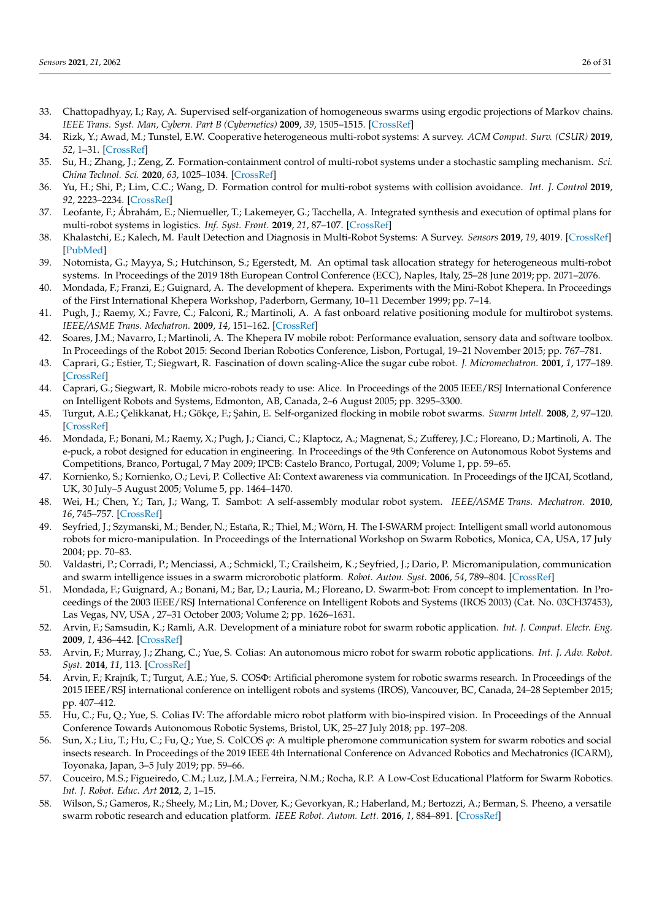33. Chattopadhyay, I.; Ray, A. Supervised self-organization of homogeneous swarms using ergodic projections of Markov chains. *IEEE Trans. Syst. Man, Cybern. Part B (Cybernetics)* **2009**, *39*, 1505–1515. [CrossRef]
34. Rizk, Y.; Awad, M.; Tunstel, E.W. Cooperative heterogeneous multi-robot systems: A survey. *ACM Comput. Surv. (CSUR)* **2019**, *52*, 1–31. [CrossRef]
35. Su, H.; Zhang, J.; Zeng, Z. Formation-containment control of multi-robot systems under a stochastic sampling mechanism. *Sci. China Technol. Sci.* **2020**, *63*, 1025–1034. [CrossRef]
36. Yu, H.; Shi, P.; Lim, C.C.; Wang, D. Formation control for multi-robot systems with collision avoidance. *Int. J. Control* **2019**, *92*, 2223–2234. [CrossRef]
37. Leofante, F.; Ábrahám, E.; Niemueller, T.; Lakemeyer, G.; Tacchella, A. Integrated synthesis and execution of optimal plans for multi-robot systems in logistics. *Inf. Syst. Front.* **2019**, *21*, 87–107. [CrossRef]
38. Khalastchi, E.; Kalech, M. Fault Detection and Diagnosis in Multi-Robot Systems: A Survey. *Sensors* **2019**, *19*, 4019. [CrossRef] [PubMed]
39. Notomista, G.; Mayya, S.; Hutchinson, S.; Egerstedt, M. An optimal task allocation strategy for heterogeneous multi-robot systems. In Proceedings of the 2019 18th European Control Conference (ECC), Naples, Italy, 25–28 June 2019; pp. 2071–2076.
40. Mondada, F.; Franzi, E.; Guignard, A. The development of khepera. Experiments with the Mini-Robot Khepera. In Proceedings of the First International Khepera Workshop, Paderborn, Germany, 10–11 December 1999; pp. 7–14.
41. Pugh, J.; Raemy, X.; Favre, C.; Falconi, R.; Martinoli, A. A fast onboard relative positioning module for multirobot systems. *IEEE/ASME Trans. Mechatron.* **2009**, *14*, 151–162. [CrossRef]
42. Soares, J.M.; Navarro, I.; Martinoli, A. The Khepera IV mobile robot: Performance evaluation, sensory data and software toolbox. In Proceedings of the Robot 2015: Second Iberian Robotics Conference, Lisbon, Portugal, 19–21 November 2015; pp. 767–781.
43. Caprari, G.; Estier, T.; Siegwart, R. Fascination of down scaling-Alice the sugar cube robot. *J. Micromechatron.* **2001**, *1*, 177–189. [CrossRef]
44. Caprari, G.; Siegwart, R. Mobile micro-robots ready to use: Alice. In Proceedings of the 2005 IEEE/RSJ International Conference on Intelligent Robots and Systems, Edmonton, AB, Canada, 2–6 August 2005; pp. 3295–3300.
45. Turgut, A.E.; Çelikkanat, H.; Gökçe, F.; Şahin, E. Self-organized flocking in mobile robot swarms. *Swarm Intell.* **2008**, *2*, 97–120. [CrossRef]
46. Mondada, F.; Bonani, M.; Raemy, X.; Pugh, J.; Cianci, C.; Klaptocz, A.; Magnenat, S.; Zufferey, J.C.; Floreano, D.; Martinoli, A. The e-puck, a robot designed for education in engineering. In Proceedings of the 9th Conference on Autonomous Robot Systems and Competitions, Branco, Portugal, 7 May 2009; IPCB: Castelo Branco, Portugal, 2009; Volume 1, pp. 59–65.
47. Kornienko, S.; Kornienko, O.; Levi, P. Collective AI: Context awareness via communication. In Proceedings of the IJCAI, Scotland, UK, 30 July–5 August 2005; Volume 5, pp. 1464–1470.
48. Wei, H.; Chen, Y.; Tan, J.; Wang, T. Sambot: A self-assembly modular robot system. *IEEE/ASME Trans. Mechatron.* **2010**, *16*, 745–757. [CrossRef]
49. Seyfried, J.; Szymanski, M.; Bender, N.; Estaña, R.; Thiel, M.; Wörn, H. The I-SWARM project: Intelligent small world autonomous robots for micro-manipulation. In Proceedings of the International Workshop on Swarm Robotics, Monica, CA, USA, 17 July 2004; pp. 70–83.
50. Valdastri, P.; Corradi, P.; Menciassi, A.; Schmickl, T.; Crailsheim, K.; Seyfried, J.; Dario, P. Micromanipulation, communication and swarm intelligence issues in a swarm microrobotic platform. *Robot. Auton. Syst.* **2006**, *54*, 789–804. [CrossRef]
51. Mondada, F.; Guignard, A.; Bonani, M.; Bar, D.; Lauria, M.; Floreano, D. Swarm-bot: From concept to implementation. In Proceedings of the 2003 IEEE/RSJ International Conference on Intelligent Robots and Systems (IROS 2003) (Cat. No. 03CH37453), Las Vegas, NV, USA , 27–31 October 2003; Volume 2; pp. 1626–1631.
52. Arvin, F.; Samsudin, K.; Ramli, A.R. Development of a miniature robot for swarm robotic application. *Int. J. Comput. Electr. Eng.* **2009**, *1*, 436–442. [CrossRef]
53. Arvin, F.; Murray, J.; Zhang, C.; Yue, S. Colias: An autonomous micro robot for swarm robotic applications. *Int. J. Adv. Robot. Syst.* **2014**, *11*, 113. [CrossRef]
54. Arvin, F.; Krajník, T.; Turgut, A.E.; Yue, S. COSΦ: Artificial pheromone system for robotic swarms research. In Proceedings of the 2015 IEEE/RSJ international conference on intelligent robots and systems (IROS), Vancouver, BC, Canada, 24–28 September 2015; pp. 407–412.
55. Hu, C.; Fu, Q.; Yue, S. Colias IV: The affordable micro robot platform with bio-inspired vision. In Proceedings of the Annual Conference Towards Autonomous Robotic Systems, Bristol, UK, 25–27 July 2018; pp. 197–208.
56. Sun, X.; Liu, T.; Hu, C.; Fu, Q.; Yue, S. ColCOS $\varphi$: A multiple pheromone communication system for swarm robotics and social insects research. In Proceedings of the 2019 IEEE 4th International Conference on Advanced Robotics and Mechatronics (ICARM), Toyonaka, Japan, 3–5 July 2019; pp. 59–66.
57. Couceiro, M.S.; Figueiredo, C.M.; Luz, J.M.A.; Ferreira, N.M.; Rocha, R.P. A Low-Cost Educational Platform for Swarm Robotics. *Int. J. Robot. Educ. Art* **2012**, *2*, 1–15.
58. Wilson, S.; Gameros, R.; Sheely, M.; Lin, M.; Dover, K.; Gevorkyan, R.; Haberland, M.; Bertozzi, A.; Berman, S. Pheeno, a versatile swarm robotic research and education platform. *IEEE Robot. Autom. Lett.* **2016**, *1*, 884–891. [CrossRef]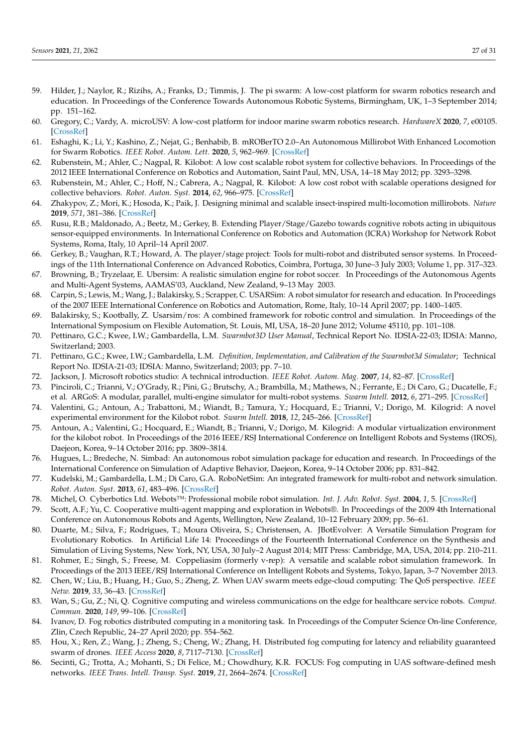59. Hilder, J.; Naylor, R.; Rizihs, A.; Franks, D.; Timmis, J. The pi swarm: A low-cost platform for swarm robotics research and education. In Proceedings of the Conference Towards Autonomous Robotic Systems, Birmingham, UK, 1–3 September 2014; pp. 151–162.
60. Gregory, C.; Vardy, A. microUSV: A low-cost platform for indoor marine swarm robotics research. *HardwareX* **2020**, *7*, e00105. [CrossRef]
61. Eshaghi, K.; Li, Y.; Kashino, Z.; Nejat, G.; Benhabib, B. mROBerTO 2.0–An Autonomous Millirobot With Enhanced Locomotion for Swarm Robotics. *IEEE Robot. Autom. Lett.* **2020**, *5*, 962–969. [CrossRef]
62. Rubenstein, M.; Ahler, C.; Nagpal, R. Kilobot: A low cost scalable robot system for collective behaviors. In Proceedings of the 2012 IEEE International Conference on Robotics and Automation, Saint Paul, MN, USA, 14–18 May 2012; pp. 3293–3298.
63. Rubenstein, M.; Ahler, C.; Hoff, N.; Cabrera, A.; Nagpal, R. Kilobot: A low cost robot with scalable operations designed for collective behaviors. *Robot. Auton. Syst.* **2014**, *62*, 966–975. [CrossRef]
64. Zhakypov, Z.; Mori, K.; Hosoda, K.; Paik, J. Designing minimal and scalable insect-inspired multi-locomotion millirobots. *Nature* **2019**, *571*, 381–386. [CrossRef]
65. Rusu, R.B.; Maldonado, A.; Beetz, M.; Gerkey, B. Extending Player/Stage/Gazebo towards cognitive robots acting in ubiquitous sensor-equipped environments. In International Conference on Robotics and Automation (ICRA) Workshop for Network Robot Systems, Roma, Italy, 10 April–14 April 2007.
66. Gerkey, B.; Vaughan, R.T.; Howard, A. The player/stage project: Tools for multi-robot and distributed sensor systems. In Proceedings of the 11th International Conference on Advanced Robotics, Coimbra, Portuga, 30 June–3 July 2003; Volume 1, pp. 317–323.
67. Browning, B.; Tryzelaar, E. Ubersim: A realistic simulation engine for robot soccer. In Proceedings of the Autonomous Agents and Multi-Agent Systems, AAMAS'03, Auckland, New Zealand, 9–13 May 2003.
68. Carpin, S.; Lewis, M.; Wang, J.; Balakirsky, S.; Scrapper, C. USARSim: A robot simulator for research and education. In Proceedings of the 2007 IEEE International Conference on Robotics and Automation, Rome, Italy, 10–14 April 2007; pp. 1400–1405.
69. Balakirsky, S.; Kootbally, Z. Usarsim/ros: A combined framework for robotic control and simulation. In Proceedings of the International Symposium on Flexible Automation, St. Louis, MI, USA, 18–20 June 2012; Volume 45110, pp. 101–108.
70. Pettinaro, G.C.; Kwee, I.W.; Gambardella, L.M. *Swarmbot3D User Manual*, Technical Report No. IDSIA-22-03; IDSIA: Manno, Switzerland; 2003.
71. Pettinaro, G.C.; Kwee, I.W.; Gambardella, L.M. *Definition, Implementation, and Calibration of the Swarmbot3d Simulator*; Technical Report No. IDSIA-21-03; IDSIA: Manno, Switzerland; 2003; pp. 7–10.
72. Jackson, J. Microsoft robotics studio: A technical introduction. *IEEE Robot. Autom. Mag.* **2007**, *14*, 82–87. [CrossRef]
73. Pinciroli, C.; Trianni, V.; O'Grady, R.; Pini, G.; Brutschy, A.; Brambilla, M.; Mathews, N.; Ferrante, E.; Di Caro, G.; Ducatelle, F.; et al. ARGoS: A modular, parallel, multi-engine simulator for multi-robot systems. *Swarm Intell.* **2012**, *6*, 271–295. [CrossRef]
74. Valentini, G.; Antoun, A.; Trabattoni, M.; Wiandt, B.; Tamura, Y.; Hocquard, E.; Trianni, V.; Dorigo, M. Kilogrid: A novel experimental environment for the Kilobot robot. *Swarm Intell.* **2018**, *12*, 245–266. [CrossRef]
75. Antoun, A.; Valentini, G.; Hocquard, E.; Wiandt, B.; Trianni, V.; Dorigo, M. Kilogrid: A modular virtualization environment for the kilobot robot. In Proceedings of the 2016 IEEE/RSJ International Conference on Intelligent Robots and Systems (IROS), Daejeon, Korea, 9–14 October 2016; pp. 3809–3814.
76. Hugues, L.; Bredeche, N. Simbad: An autonomous robot simulation package for education and research. In Proceedings of the International Conference on Simulation of Adaptive Behavior, Daejeon, Korea, 9–14 October 2006; pp. 831–842.
77. Kudelski, M.; Gambardella, L.M.; Di Caro, G.A. RoboNetSim: An integrated framework for multi-robot and network simulation. *Robot. Auton. Syst.* **2013**, *61*, 483–496. [CrossRef]
78. Michel, O. Cyberbotics Ltd. Webots™: Professional mobile robot simulation. *Int. J. Adv. Robot. Syst.* **2004**, *1*, 5. [CrossRef]
79. Scott, A.F.; Yu, C. Cooperative multi-agent mapping and exploration in Webots®. In Proceedings of the 2009 4th International Conference on Autonomous Robots and Agents, Wellington, New Zealand, 10–12 February 2009; pp. 56–61.
80. Duarte, M.; Silva, F.; Rodrigues, T.; Moura Oliveira, S.; Christensen, A. JBotEvolver: A Versatile Simulation Program for Evolutionary Robotics. In Artificial Life 14: Proceedings of the Fourteenth International Conference on the Synthesis and Simulation of Living Systems, New York, NY, USA, 30 July–2 August 2014; MIT Press: Cambridge, MA, USA, 2014; pp. 210–211.
81. Rohmer, E.; Singh, S.; Freese, M. Coppeliasim (formerly v-rep): A versatile and scalable robot simulation framework. In Proceedings of the 2013 IEEE/RSJ International Conference on Intelligent Robots and Systems, Tokyo, Japan, 3–7 November 2013.
82. Chen, W.; Liu, B.; Huang, H.; Guo, S.; Zheng, Z. When UAV swarm meets edge-cloud computing: The QoS perspective. *IEEE Netw.* **2019**, *33*, 36–43. [CrossRef]
83. Wan, S.; Gu, Z.; Ni, Q. Cognitive computing and wireless communications on the edge for healthcare service robots. *Comput. Commun.* **2020**, *149*, 99–106. [CrossRef]
84. Ivanov, D. Fog robotics distributed computing in a monitoring task. In Proceedings of the Computer Science On-line Conference, Zlin, Czech Republic, 24–27 April 2020; pp. 554–562.
85. Hou, X.; Ren, Z.; Wang, J.; Zheng, S.; Cheng, W.; Zhang, H. Distributed fog computing for latency and reliability guaranteed swarm of drones. *IEEE Access* **2020**, *8*, 7117–7130. [CrossRef]
86. Secinti, G.; Trotta, A.; Mohanti, S.; Di Felice, M.; Chowdhury, K.R. FOCUS: Fog computing in UAS software-defined mesh networks. *IEEE Trans. Intell. Transp. Syst.* **2019**, *21*, 2664–2674. [CrossRef]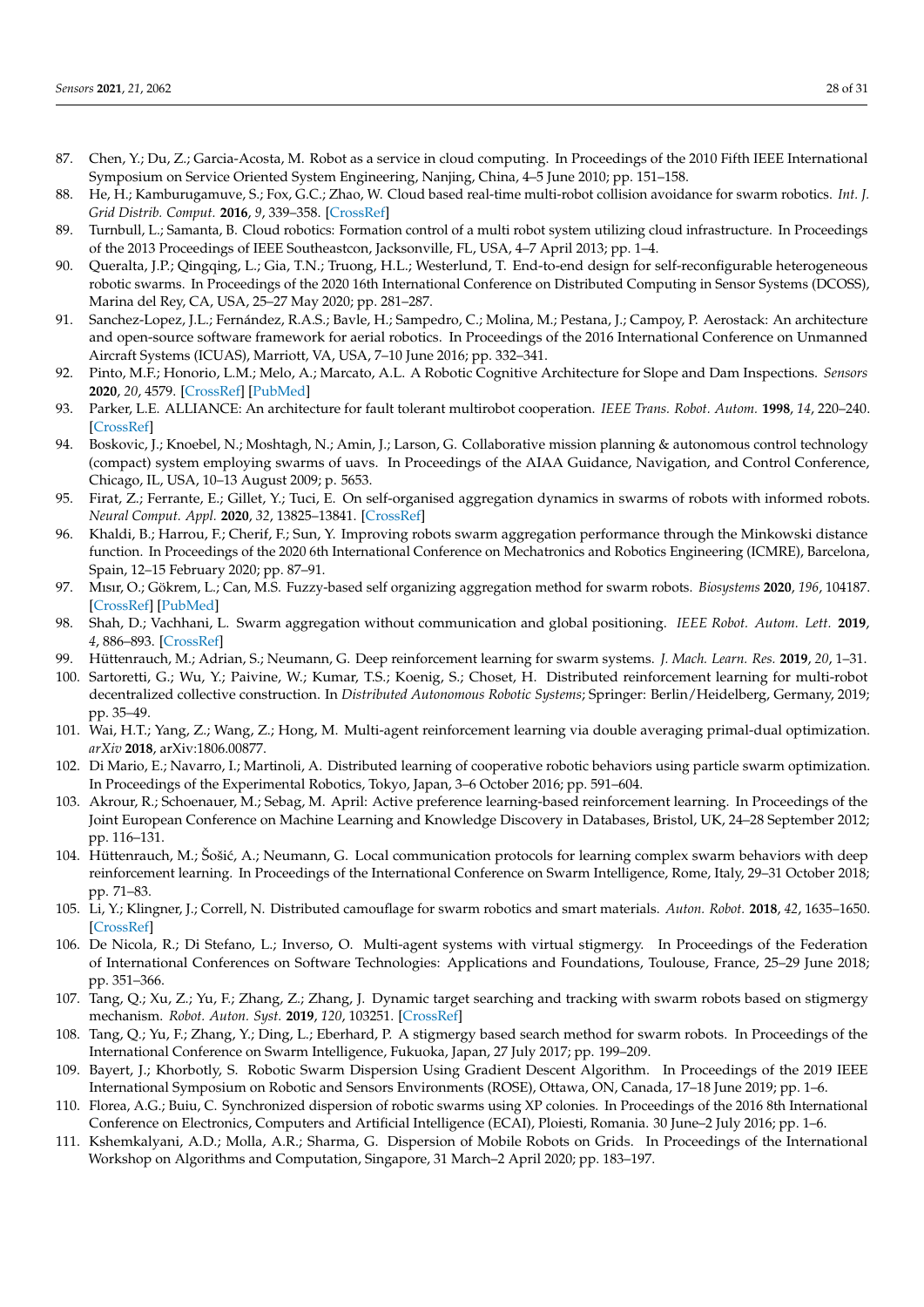87. Chen, Y.; Du, Z.; Garcia-Acosta, M. Robot as a service in cloud computing. In Proceedings of the 2010 Fifth IEEE International Symposium on Service Oriented System Engineering, Nanjing, China, 4–5 June 2010; pp. 151–158.
88. He, H.; Kamburugamuve, S.; Fox, G.C.; Zhao, W. Cloud based real-time multi-robot collision avoidance for swarm robotics. *Int. J. Grid Distrib. Comput.* **2016**, *9*, 339–358. [CrossRef]
89. Turnbull, L.; Samanta, B. Cloud robotics: Formation control of a multi robot system utilizing cloud infrastructure. In Proceedings of the 2013 Proceedings of IEEE Southeastcon, Jacksonville, FL, USA, 4–7 April 2013; pp. 1–4.
90. Queralta, J.P.; Qingqing, L.; Gia, T.N.; Truong, H.L.; Westerlund, T. End-to-end design for self-reconfigurable heterogeneous robotic swarms. In Proceedings of the 2020 16th International Conference on Distributed Computing in Sensor Systems (DCOSS), Marina del Rey, CA, USA, 25–27 May 2020; pp. 281–287.
91. Sanchez-Lopez, J.L.; Fernández, R.A.S.; Bavle, H.; Sampedro, C.; Molina, M.; Pestana, J.; Campoy, P. Aerostack: An architecture and open-source software framework for aerial robotics. In Proceedings of the 2016 International Conference on Unmanned Aircraft Systems (ICUAS), Marriott, VA, USA, 7–10 June 2016; pp. 332–341.
92. Pinto, M.F.; Honorio, L.M.; Melo, A.; Marcato, A.L. A Robotic Cognitive Architecture for Slope and Dam Inspections. *Sensors* **2020**, *20*, 4579. [CrossRef] [PubMed]
93. Parker, L.E. ALLIANCE: An architecture for fault tolerant multirobot cooperation. *IEEE Trans. Robot. Autom.* **1998**, *14*, 220–240. [CrossRef]
94. Boskovic, J.; Knoebel, N.; Moshtagh, N.; Amin, J.; Larson, G. Collaborative mission planning & autonomous control technology (compact) system employing swarms of uavs. In Proceedings of the AIAA Guidance, Navigation, and Control Conference, Chicago, IL, USA, 10–13 August 2009; p. 5653.
95. Firat, Z.; Ferrante, E.; Gillet, Y.; Tuci, E. On self-organised aggregation dynamics in swarms of robots with informed robots. *Neural Comput. Appl.* **2020**, *32*, 13825–13841. [CrossRef]
96. Khaldi, B.; Harrou, F.; Cherif, F.; Sun, Y. Improving robots swarm aggregation performance through the Minkowski distance function. In Proceedings of the 2020 6th International Conference on Mechatronics and Robotics Engineering (ICMRE), Barcelona, Spain, 12–15 February 2020; pp. 87–91.
97. Mısır, O.; Gökrem, L.; Can, M.S. Fuzzy-based self organizing aggregation method for swarm robots. *Biosystems* **2020**, *196*, 104187. [CrossRef] [PubMed]
98. Shah, D.; Vachhani, L. Swarm aggregation without communication and global positioning. *IEEE Robot. Autom. Lett.* **2019**, *4*, 886–893. [CrossRef]
99. Hüttenrauch, M.; Adrian, S.; Neumann, G. Deep reinforcement learning for swarm systems. *J. Mach. Learn. Res.* **2019**, *20*, 1–31.
100. Sartoretti, G.; Wu, Y.; Paivine, W.; Kumar, T.S.; Koenig, S.; Choset, H. Distributed reinforcement learning for multi-robot decentralized collective construction. In *Distributed Autonomous Robotic Systems*; Springer: Berlin/Heidelberg, Germany, 2019; pp. 35–49.
101. Wai, H.T.; Yang, Z.; Wang, Z.; Hong, M. Multi-agent reinforcement learning via double averaging primal-dual optimization. *arXiv* **2018**, arXiv:1806.00877.
102. Di Mario, E.; Navarro, I.; Martinoli, A. Distributed learning of cooperative robotic behaviors using particle swarm optimization. In Proceedings of the Experimental Robotics, Tokyo, Japan, 3–6 October 2016; pp. 591–604.
103. Akrour, R.; Schoenauer, M.; Sebag, M. April: Active preference learning-based reinforcement learning. In Proceedings of the Joint European Conference on Machine Learning and Knowledge Discovery in Databases, Bristol, UK, 24–28 September 2012; pp. 116–131.
104. Hüttenrauch, M.; Šošić, A.; Neumann, G. Local communication protocols for learning complex swarm behaviors with deep reinforcement learning. In Proceedings of the International Conference on Swarm Intelligence, Rome, Italy, 29–31 October 2018; pp. 71–83.
105. Li, Y.; Klingner, J.; Correll, N. Distributed camouflage for swarm robotics and smart materials. *Auton. Robot.* **2018**, *42*, 1635–1650. [CrossRef]
106. De Nicola, R.; Di Stefano, L.; Inverso, O. Multi-agent systems with virtual stigmergy. In Proceedings of the Federation of International Conferences on Software Technologies: Applications and Foundations, Toulouse, France, 25–29 June 2018; pp. 351–366.
107. Tang, Q.; Xu, Z.; Yu, F.; Zhang, Z.; Zhang, J. Dynamic target searching and tracking with swarm robots based on stigmergy mechanism. *Robot. Auton. Syst.* **2019**, *120*, 103251. [CrossRef]
108. Tang, Q.; Yu, F.; Zhang, Y.; Ding, L.; Eberhard, P. A stigmergy based search method for swarm robots. In Proceedings of the International Conference on Swarm Intelligence, Fukuoka, Japan, 27 July 2017; pp. 199–209.
109. Bayert, J.; Khorbotly, S. Robotic Swarm Dispersion Using Gradient Descent Algorithm. In Proceedings of the 2019 IEEE International Symposium on Robotic and Sensors Environments (ROSE), Ottawa, ON, Canada, 17–18 June 2019; pp. 1–6.
110. Florea, A.G.; Buiu, C. Synchronized dispersion of robotic swarms using XP colonies. In Proceedings of the 2016 8th International Conference on Electronics, Computers and Artificial Intelligence (ECAI), Ploiesti, Romania. 30 June–2 July 2016; pp. 1–6.
111. Kshemkalyani, A.D.; Molla, A.R.; Sharma, G. Dispersion of Mobile Robots on Grids. In Proceedings of the International Workshop on Algorithms and Computation, Singapore, 31 March–2 April 2020; pp. 183–197.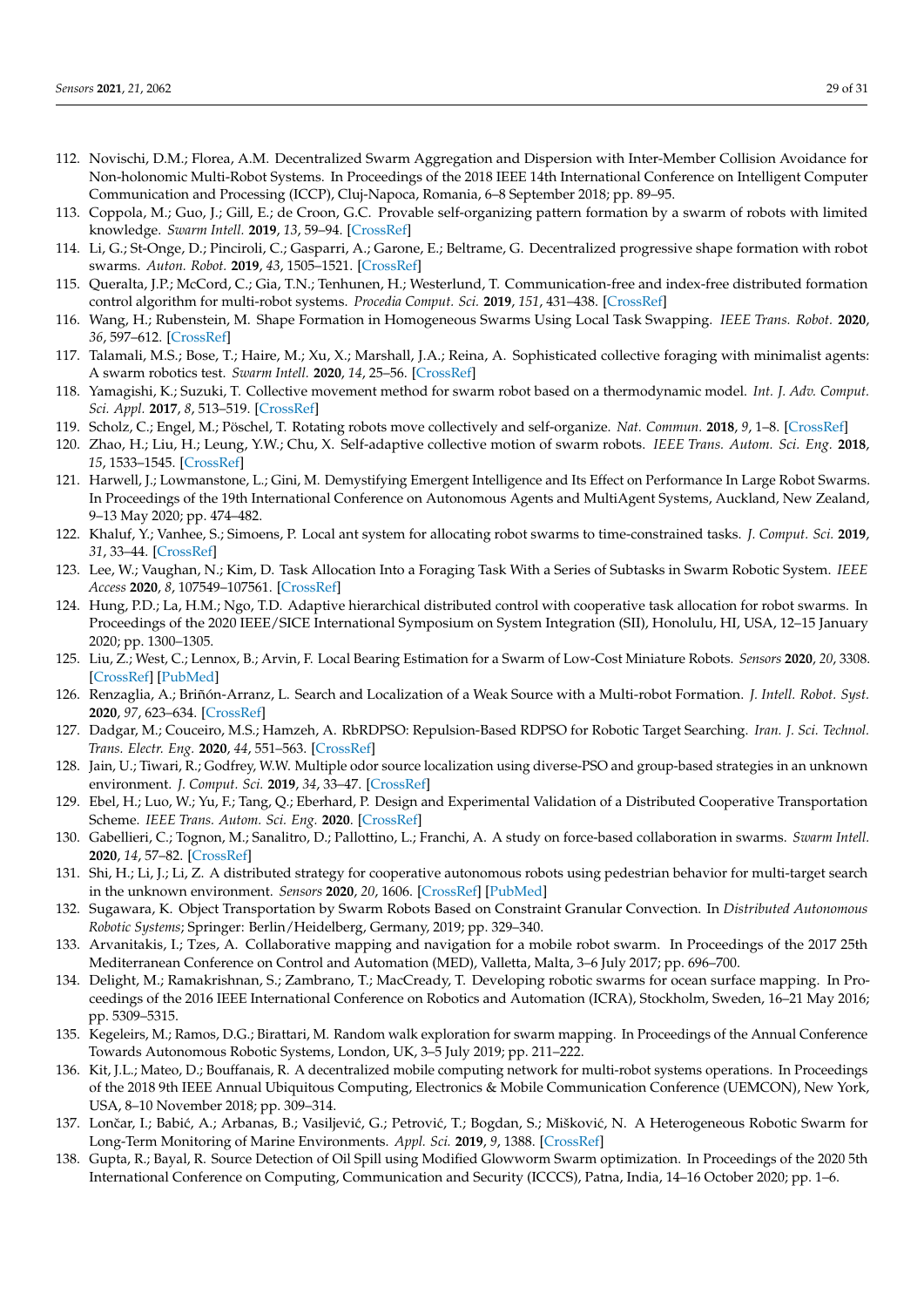112. Novischi, D.M.; Florea, A.M. Decentralized Swarm Aggregation and Dispersion with Inter-Member Collision Avoidance for Non-holonomic Multi-Robot Systems. In Proceedings of the 2018 IEEE 14th International Conference on Intelligent Computer Communication and Processing (ICCP), Cluj-Napoca, Romania, 6–8 September 2018; pp. 89–95.
113. Coppola, M.; Guo, J.; Gill, E.; de Croon, G.C. Provable self-organizing pattern formation by a swarm of robots with limited knowledge. *Swarm Intell.* **2019**, *13*, 59–94. [CrossRef]
114. Li, G.; St-Onge, D.; Pinciroli, C.; Gasparri, A.; Garone, E.; Beltrame, G. Decentralized progressive shape formation with robot swarms. *Auton. Robot.* **2019**, *43*, 1505–1521. [CrossRef]
115. Queralta, J.P.; McCord, C.; Gia, T.N.; Tenhunen, H.; Westerlund, T. Communication-free and index-free distributed formation control algorithm for multi-robot systems. *Procedia Comput. Sci.* **2019**, *151*, 431–438. [CrossRef]
116. Wang, H.; Rubenstein, M. Shape Formation in Homogeneous Swarms Using Local Task Swapping. *IEEE Trans. Robot.* **2020**, *36*, 597–612. [CrossRef]
117. Talamali, M.S.; Bose, T.; Haire, M.; Xu, X.; Marshall, J.A.; Reina, A. Sophisticated collective foraging with minimalist agents: A swarm robotics test. *Swarm Intell.* **2020**, *14*, 25–56. [CrossRef]
118. Yamagishi, K.; Suzuki, T. Collective movement method for swarm robot based on a thermodynamic model. *Int. J. Adv. Comput. Sci. Appl.* **2017**, *8*, 513–519. [CrossRef]
119. Scholz, C.; Engel, M.; Pöschel, T. Rotating robots move collectively and self-organize. *Nat. Commun.* **2018**, *9*, 1–8. [CrossRef]
120. Zhao, H.; Liu, H.; Leung, Y.W.; Chu, X. Self-adaptive collective motion of swarm robots. *IEEE Trans. Autom. Sci. Eng.* **2018**, *15*, 1533–1545. [CrossRef]
121. Harwell, J.; Lowmanstone, L.; Gini, M. Demystifying Emergent Intelligence and Its Effect on Performance In Large Robot Swarms. In Proceedings of the 19th International Conference on Autonomous Agents and MultiAgent Systems, Auckland, New Zealand, 9–13 May 2020; pp. 474–482.
122. Khaluf, Y.; Vanhee, S.; Simoens, P. Local ant system for allocating robot swarms to time-constrained tasks. *J. Comput. Sci.* **2019**, *31*, 33–44. [CrossRef]
123. Lee, W.; Vaughan, N.; Kim, D. Task Allocation Into a Foraging Task With a Series of Subtasks in Swarm Robotic System. *IEEE Access* **2020**, *8*, 107549–107561. [CrossRef]
124. Hung, P.D.; La, H.M.; Ngo, T.D. Adaptive hierarchical distributed control with cooperative task allocation for robot swarms. In Proceedings of the 2020 IEEE/SICE International Symposium on System Integration (SII), Honolulu, HI, USA, 12–15 January 2020; pp. 1300–1305.
125. Liu, Z.; West, C.; Lennox, B.; Arvin, F. Local Bearing Estimation for a Swarm of Low-Cost Miniature Robots. *Sensors* **2020**, *20*, 3308. [CrossRef] [PubMed]
126. Renzaglia, A.; Briñón-Arranz, L. Search and Localization of a Weak Source with a Multi-robot Formation. *J. Intell. Robot. Syst.* **2020**, *97*, 623–634. [CrossRef]
127. Dadgar, M.; Couceiro, M.S.; Hamzeh, A. RbRDPSO: Repulsion-Based RDPSO for Robotic Target Searching. *Iran. J. Sci. Technol. Trans. Electr. Eng.* **2020**, *44*, 551–563. [CrossRef]
128. Jain, U.; Tiwari, R.; Godfrey, W.W. Multiple odor source localization using diverse-PSO and group-based strategies in an unknown environment. *J. Comput. Sci.* **2019**, *34*, 33–47. [CrossRef]
129. Ebel, H.; Luo, W.; Yu, F.; Tang, Q.; Eberhard, P. Design and Experimental Validation of a Distributed Cooperative Transportation Scheme. *IEEE Trans. Autom. Sci. Eng.* **2020**. [CrossRef]
130. Gabellieri, C.; Tognon, M.; Sanalitro, D.; Pallottino, L.; Franchi, A. A study on force-based collaboration in swarms. *Swarm Intell.* **2020**, *14*, 57–82. [CrossRef]
131. Shi, H.; Li, J.; Li, Z. A distributed strategy for cooperative autonomous robots using pedestrian behavior for multi-target search in the unknown environment. *Sensors* **2020**, *20*, 1606. [CrossRef] [PubMed]
132. Sugawara, K. Object Transportation by Swarm Robots Based on Constraint Granular Convection. In *Distributed Autonomous Robotic Systems*; Springer: Berlin/Heidelberg, Germany, 2019; pp. 329–340.
133. Arvanitakis, I.; Tzes, A. Collaborative mapping and navigation for a mobile robot swarm. In Proceedings of the 2017 25th Mediterranean Conference on Control and Automation (MED), Valletta, Malta, 3–6 July 2017; pp. 696–700.
134. Delight, M.; Ramakrishnan, S.; Zambrano, T.; MacCready, T. Developing robotic swarms for ocean surface mapping. In Proceedings of the 2016 IEEE International Conference on Robotics and Automation (ICRA), Stockholm, Sweden, 16–21 May 2016; pp. 5309–5315.
135. Kegeleirs, M.; Ramos, D.G.; Birattari, M. Random walk exploration for swarm mapping. In Proceedings of the Annual Conference Towards Autonomous Robotic Systems, London, UK, 3–5 July 2019; pp. 211–222.
136. Kit, J.L.; Mateo, D.; Bouffanais, R. A decentralized mobile computing network for multi-robot systems operations. In Proceedings of the 2018 9th IEEE Annual Ubiquitous Computing, Electronics & Mobile Communication Conference (UEMCON), New York, USA, 8–10 November 2018; pp. 309–314.
137. Lončar, I.; Babić, A.; Arbanas, B.; Vasiljević, G.; Petrović, T.; Bogdan, S.; Mišković, N. A Heterogeneous Robotic Swarm for Long-Term Monitoring of Marine Environments. *Appl. Sci.* **2019**, *9*, 1388. [CrossRef]
138. Gupta, R.; Bayal, R. Source Detection of Oil Spill using Modified Glowworm Swarm optimization. In Proceedings of the 2020 5th International Conference on Computing, Communication and Security (ICCCS), Patna, India, 14–16 October 2020; pp. 1–6.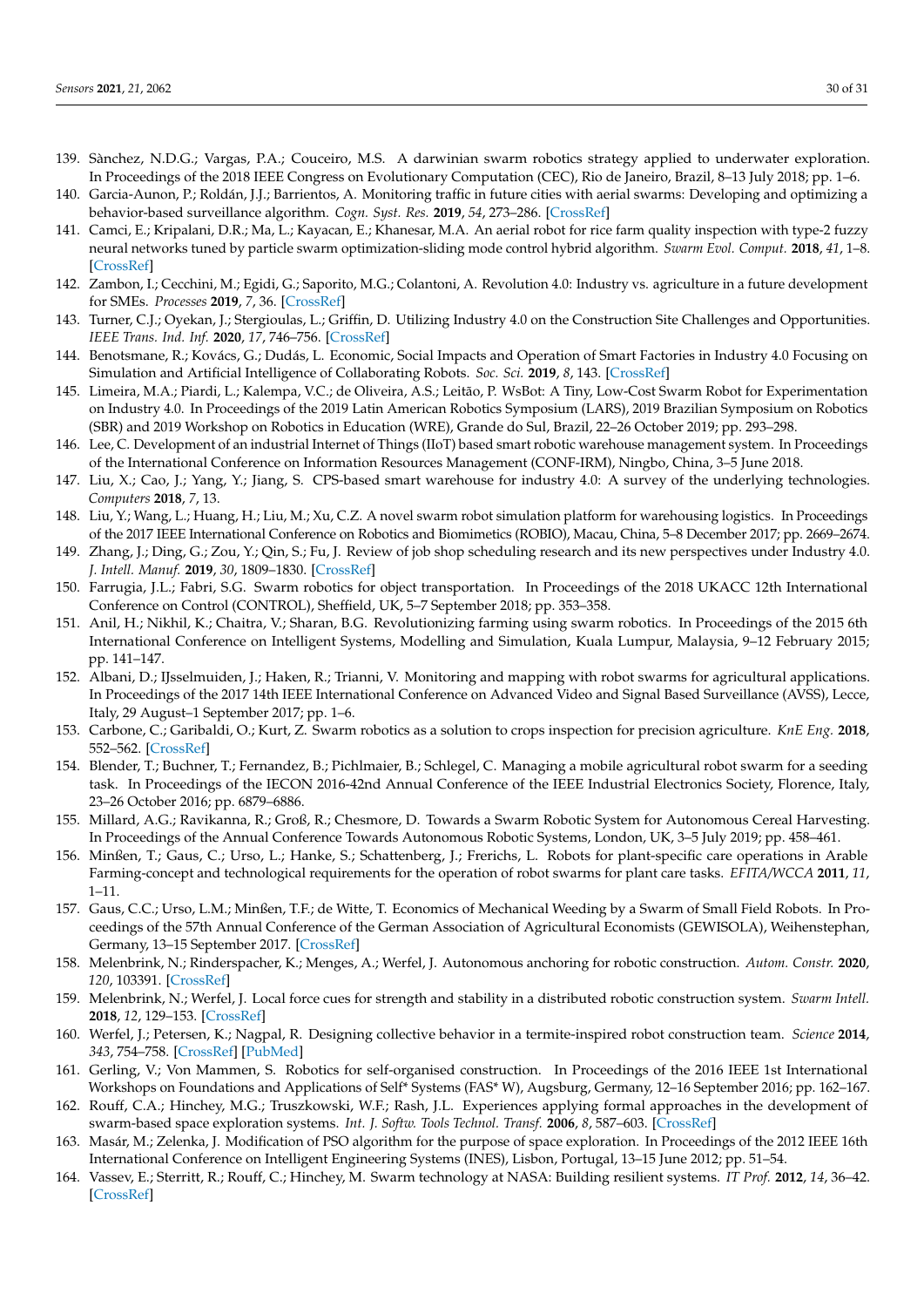139. Sànchez, N.D.G.; Vargas, P.A.; Couceiro, M.S. A darwinian swarm robotics strategy applied to underwater exploration. In Proceedings of the 2018 IEEE Congress on Evolutionary Computation (CEC), Rio de Janeiro, Brazil, 8–13 July 2018; pp. 1–6.
140. Garcia-Aunon, P.; Roldán, J.J.; Barrientos, A. Monitoring traffic in future cities with aerial swarms: Developing and optimizing a behavior-based surveillance algorithm. *Cogn. Syst. Res.* **2019**, *54*, 273–286. [CrossRef]
141. Camci, E.; Kripalani, D.R.; Ma, L.; Kayacan, E.; Khanesar, M.A. An aerial robot for rice farm quality inspection with type-2 fuzzy neural networks tuned by particle swarm optimization-sliding mode control hybrid algorithm. *Swarm Evol. Comput.* **2018**, *41*, 1–8. [CrossRef]
142. Zambon, I.; Cecchini, M.; Egidi, G.; Saporito, M.G.; Colantoni, A. Revolution 4.0: Industry vs. agriculture in a future development for SMEs. *Processes* **2019**, *7*, 36. [CrossRef]
143. Turner, C.J.; Oyekan, J.; Stergioulas, L.; Griffin, D. Utilizing Industry 4.0 on the Construction Site Challenges and Opportunities. *IEEE Trans. Ind. Inf.* **2020**, *17*, 746–756. [CrossRef]
144. Benotsmane, R.; Kovács, G.; Dudás, L. Economic, Social Impacts and Operation of Smart Factories in Industry 4.0 Focusing on Simulation and Artificial Intelligence of Collaborating Robots. *Soc. Sci.* **2019**, *8*, 143. [CrossRef]
145. Limeira, M.A.; Piardi, L.; Kalempa, V.C.; de Oliveira, A.S.; Leitão, P. WsBot: A Tiny, Low-Cost Swarm Robot for Experimentation on Industry 4.0. In Proceedings of the 2019 Latin American Robotics Symposium (LARS), 2019 Brazilian Symposium on Robotics (SBR) and 2019 Workshop on Robotics in Education (WRE), Grande do Sul, Brazil, 22–26 October 2019; pp. 293–298.
146. Lee, C. Development of an industrial Internet of Things (IIoT) based smart robotic warehouse management system. In Proceedings of the International Conference on Information Resources Management (CONF-IRM), Ningbo, China, 3–5 June 2018.
147. Liu, X.; Cao, J.; Yang, Y.; Jiang, S. CPS-based smart warehouse for industry 4.0: A survey of the underlying technologies. *Computers* **2018**, *7*, 13.
148. Liu, Y.; Wang, L.; Huang, H.; Liu, M.; Xu, C.Z. A novel swarm robot simulation platform for warehousing logistics. In Proceedings of the 2017 IEEE International Conference on Robotics and Biomimetics (ROBIO), Macau, China, 5–8 December 2017; pp. 2669–2674.
149. Zhang, J.; Ding, G.; Zou, Y.; Qin, S.; Fu, J. Review of job shop scheduling research and its new perspectives under Industry 4.0. *J. Intell. Manuf.* **2019**, *30*, 1809–1830. [CrossRef]
150. Farrugia, J.L.; Fabri, S.G. Swarm robotics for object transportation. In Proceedings of the 2018 UKACC 12th International Conference on Control (CONTROL), Sheffield, UK, 5–7 September 2018; pp. 353–358.
151. Anil, H.; Nikhil, K.; Chaitra, V.; Sharan, B.G. Revolutionizing farming using swarm robotics. In Proceedings of the 2015 6th International Conference on Intelligent Systems, Modelling and Simulation, Kuala Lumpur, Malaysia, 9–12 February 2015; pp. 141–147.
152. Albani, D.; IJsselmuiden, J.; Haken, R.; Trianni, V. Monitoring and mapping with robot swarms for agricultural applications. In Proceedings of the 2017 14th IEEE International Conference on Advanced Video and Signal Based Surveillance (AVSS), Lecce, Italy, 29 August–1 September 2017; pp. 1–6.
153. Carbone, C.; Garibaldi, O.; Kurt, Z. Swarm robotics as a solution to crops inspection for precision agriculture. *KnE Eng.* **2018**, 552–562. [CrossRef]
154. Blender, T.; Buchner, T.; Fernandez, B.; Pichlmaier, B.; Schlegel, C. Managing a mobile agricultural robot swarm for a seeding task. In Proceedings of the IECON 2016-42nd Annual Conference of the IEEE Industrial Electronics Society, Florence, Italy, 23–26 October 2016; pp. 6879–6886.
155. Millard, A.G.; Ravikanna, R.; Groß, R.; Chesmore, D. Towards a Swarm Robotic System for Autonomous Cereal Harvesting. In Proceedings of the Annual Conference Towards Autonomous Robotic Systems, London, UK, 3–5 July 2019; pp. 458–461.
156. Minßen, T.; Gaus, C.; Urso, L.; Hanke, S.; Schattenberg, J.; Frerichs, L. Robots for plant-specific care operations in Arable Farming-concept and technological requirements for the operation of robot swarms for plant care tasks. *EFITA/WCCA* **2011**, *11*, 1–11.
157. Gaus, C.C.; Urso, L.M.; Minßen, T.F.; de Witte, T. Economics of Mechanical Weeding by a Swarm of Small Field Robots. In Proceedings of the 57th Annual Conference of the German Association of Agricultural Economists (GEWISOLA), Weihenstephan, Germany, 13–15 September 2017. [CrossRef]
158. Melenbrink, N.; Rinderspacher, K.; Menges, A.; Werfel, J. Autonomous anchoring for robotic construction. *Autom. Constr.* **2020**, *120*, 103391. [CrossRef]
159. Melenbrink, N.; Werfel, J. Local force cues for strength and stability in a distributed robotic construction system. *Swarm Intell.* **2018**, *12*, 129–153. [CrossRef]
160. Werfel, J.; Petersen, K.; Nagpal, R. Designing collective behavior in a termite-inspired robot construction team. *Science* **2014**, *343*, 754–758. [CrossRef] [PubMed]
161. Gerling, V.; Von Mammen, S. Robotics for self-organised construction. In Proceedings of the 2016 IEEE 1st International Workshops on Foundations and Applications of Self* Systems (FAS* W), Augsburg, Germany, 12–16 September 2016; pp. 162–167.
162. Rouff, C.A.; Hinchey, M.G.; Truszkowski, W.F.; Rash, J.L. Experiences applying formal approaches in the development of swarm-based space exploration systems. *Int. J. Softw. Tools Technol. Transf.* **2006**, *8*, 587–603. [CrossRef]
163. Masár, M.; Zelenka, J. Modification of PSO algorithm for the purpose of space exploration. In Proceedings of the 2012 IEEE 16th International Conference on Intelligent Engineering Systems (INES), Lisbon, Portugal, 13–15 June 2012; pp. 51–54.
164. Vassev, E.; Sterritt, R.; Rouff, C.; Hinchey, M. Swarm technology at NASA: Building resilient systems. *IT Prof.* **2012**, *14*, 36–42. [CrossRef]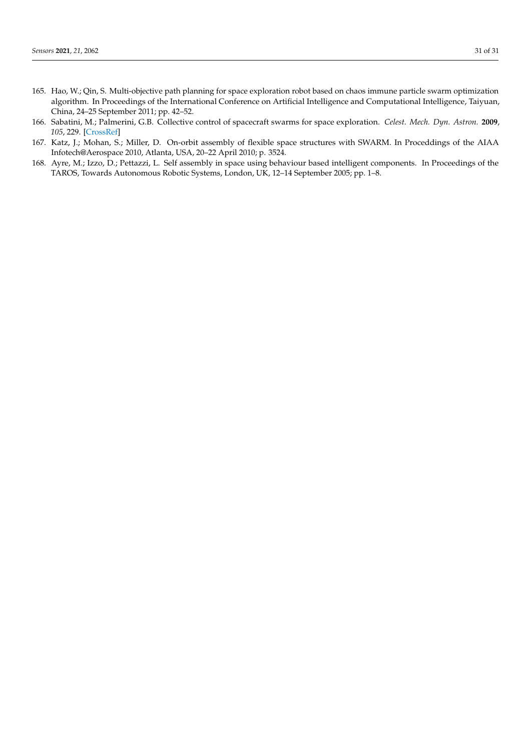165. Hao, W.; Qin, S. Multi-objective path planning for space exploration robot based on chaos immune particle swarm optimization algorithm. In Proceedings of the International Conference on Artificial Intelligence and Computational Intelligence, Taiyuan, China, 24–25 September 2011; pp. 42–52.
166. Sabatini, M.; Palmerini, G.B. Collective control of spacecraft swarms for space exploration. *Celest. Mech. Dyn. Astron.* **2009**, *105*, 229. [CrossRef]
167. Katz, J.; Mohan, S.; Miller, D. On-orbit assembly of flexible space structures with SWARM. In Proceddings of the AIAA Infotech@Aerospace 2010, Atlanta, USA, 20–22 April 2010; p. 3524.
168. Ayre, M.; Izzo, D.; Pettazzi, L. Self assembly in space using behaviour based intelligent components. In Proceedings of the TAROS, Towards Autonomous Robotic Systems, London, UK, 12–14 September 2005; pp. 1–8.